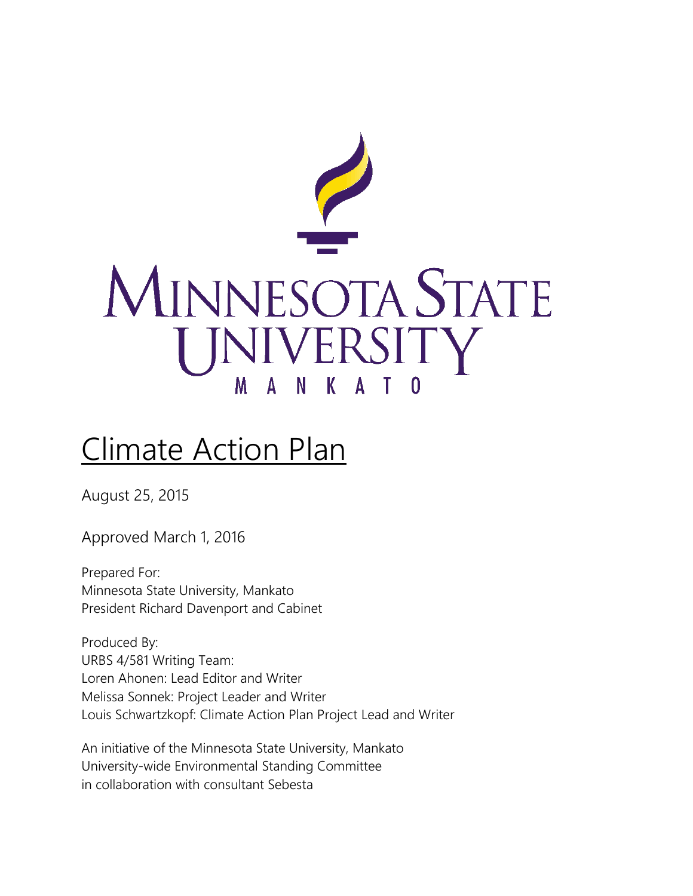# Climate Action Plan

August 25, 2015

Approved March 1, 2016

Prepared For:
Minnesota State University, Mankato
President Richard Davenport and Cabinet

Produced By:
URBS 4/581 Writing Team:
Loren Ahonen: Lead Editor and Writer
Melissa Sonnek: Project Leader and Writer
Louis Schwartzkopf: Climate Action Plan Project Lead and Writer

An initiative of the Minnesota State University, Mankato
University-wide Environmental Standing Committee
in collaboration with consultant Sebesta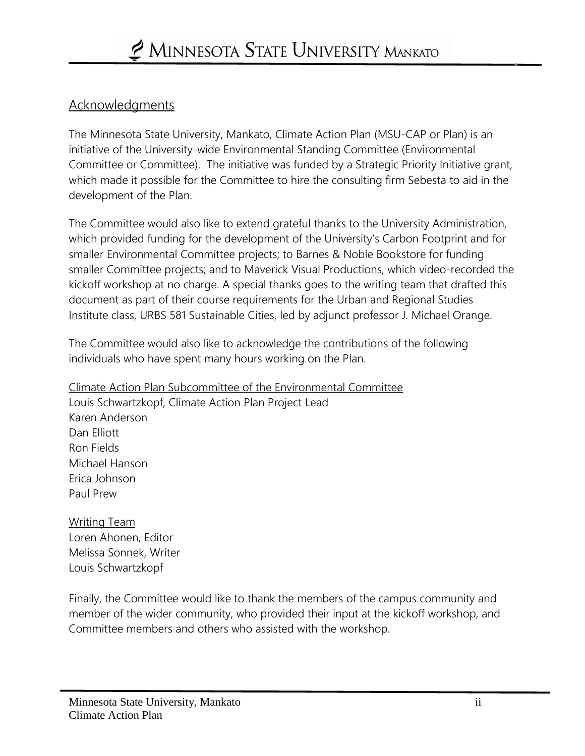## Acknowledgments

The Minnesota State University, Mankato, Climate Action Plan (MSU-CAP or Plan) is an initiative of the University-wide Environmental Standing Committee (Environmental Committee or Committee). The initiative was funded by a Strategic Priority Initiative grant, which made it possible for the Committee to hire the consulting firm Sebesta to aid in the development of the Plan.

The Committee would also like to extend grateful thanks to the University Administration, which provided funding for the development of the University's Carbon Footprint and for smaller Environmental Committee projects; to Barnes & Noble Bookstore for funding smaller Committee projects; and to Maverick Visual Productions, which video-recorded the kickoff workshop at no charge. A special thanks goes to the writing team that drafted this document as part of their course requirements for the Urban and Regional Studies Institute class, URBS 581 Sustainable Cities, led by adjunct professor J. Michael Orange.

The Committee would also like to acknowledge the contributions of the following individuals who have spent many hours working on the Plan.

Climate Action Plan Subcommittee of the Environmental Committee
Louis Schwartzkopf, Climate Action Plan Project Lead
Karen Anderson
Dan Elliott
Ron Fields
Michael Hanson
Erica Johnson
Paul Prew

Writing Team
Loren Ahonen, Editor
Melissa Sonnek, Writer
Louis Schwartzkopf

Finally, the Committee would like to thank the members of the campus community and member of the wider community, who provided their input at the kickoff workshop, and Committee members and others who assisted with the workshop.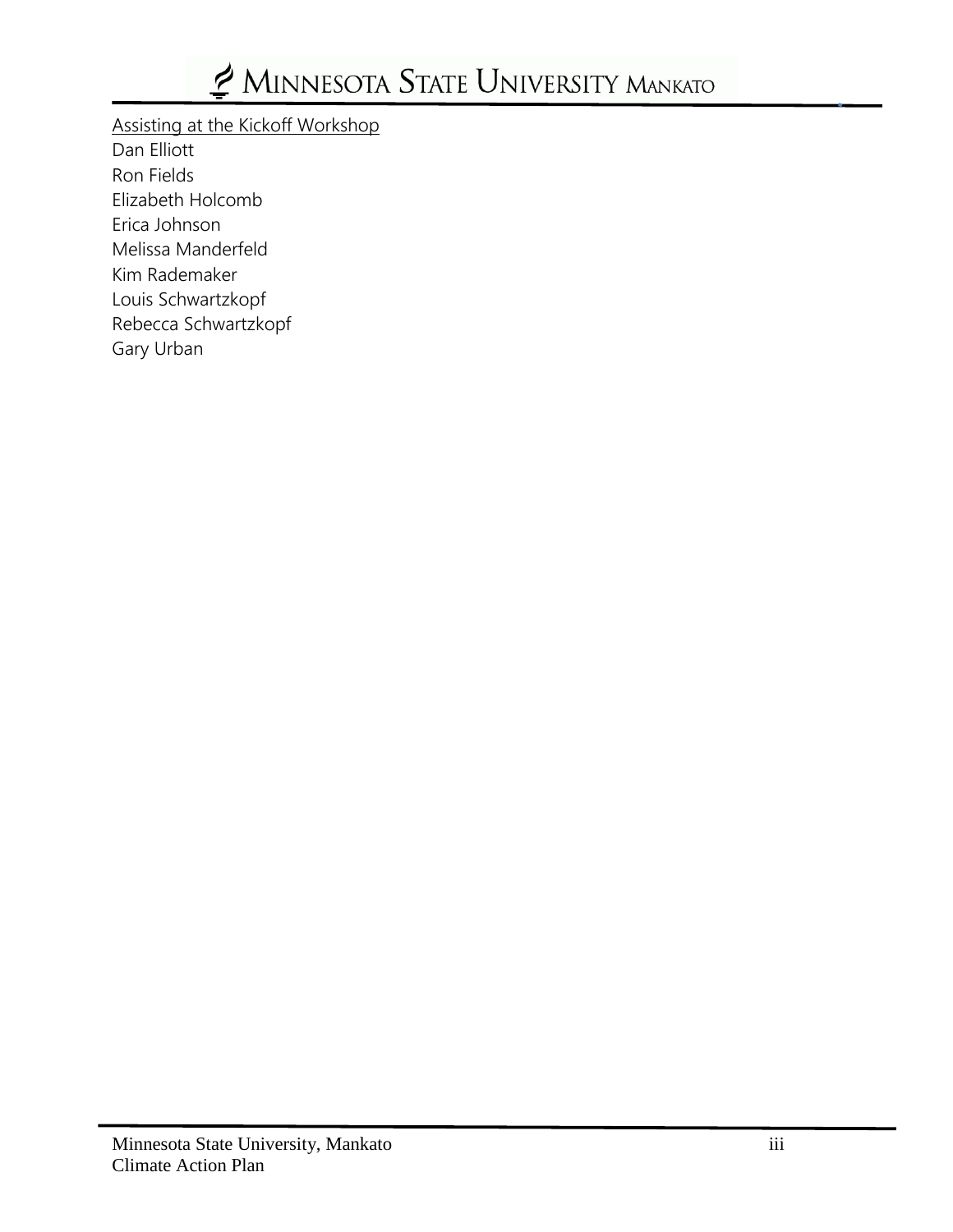Assisting at the Kickoff Workshop

Dan Elliott  
Ron Fields  
Elizabeth Holcomb  
Erica Johnson  
Melissa Manderfeld  
Kim Rademaker  
Louis Schwartzkopf  
Rebecca Schwartzkopf  
Gary Urban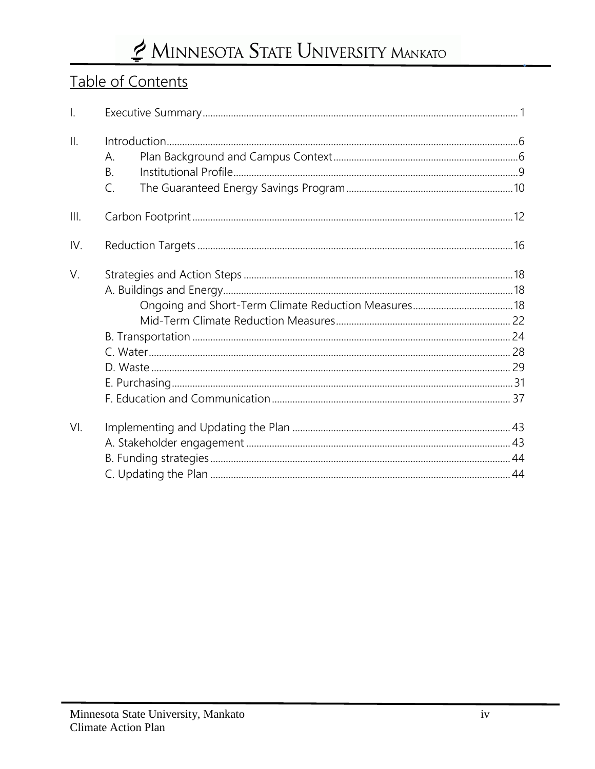## Table of Contents

I. Executive Summary ........ 1

II. Introduction ........ 6
- A. Plan Background and Campus Context ........ 6
- B. Institutional Profile ........ 9
- C. The Guaranteed Energy Savings Program ........ 10

III. Carbon Footprint ........ 12

IV. Reduction Targets ........ 16

V. Strategies and Action Steps ........ 18
- A. Buildings and Energy ........ 18
  - Ongoing and Short-Term Climate Reduction Measures ........ 18
  - Mid-Term Climate Reduction Measures ........ 22
- B. Transportation ........ 24
- C. Water ........ 28
- D. Waste ........ 29
- E. Purchasing ........ 31
- F. Education and Communication ........ 37

VI. Implementing and Updating the Plan ........ 43
- A. Stakeholder engagement ........ 43
- B. Funding strategies ........ 44
- C. Updating the Plan ........ 44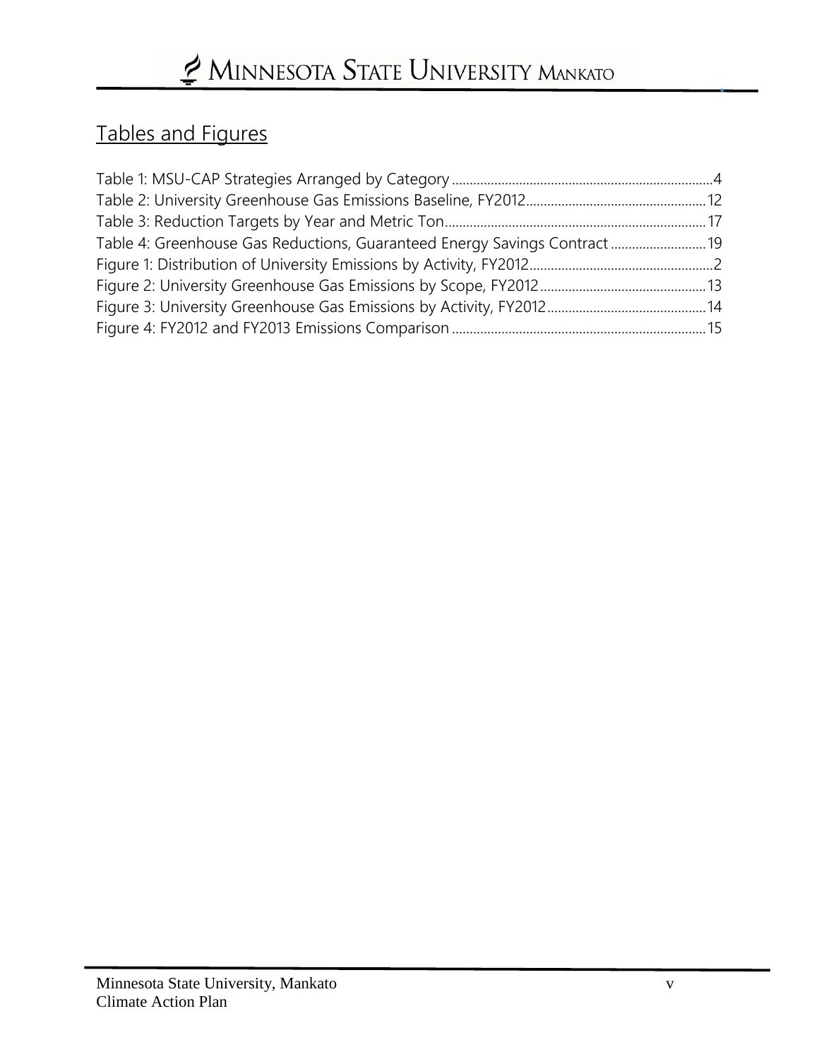## Tables and Figures

Table 1: MSU-CAP Strategies Arranged by Category ........................................................................ 4
Table 2: University Greenhouse Gas Emissions Baseline, FY2012.................................................. 12
Table 3: Reduction Targets by Year and Metric Ton......................................................................... 17
Table 4: Greenhouse Gas Reductions, Guaranteed Energy Savings Contract .......................... 19
Figure 1: Distribution of University Emissions by Activity, FY2012................................................... 2
Figure 2: University Greenhouse Gas Emissions by Scope, FY2012.............................................. 13
Figure 3: University Greenhouse Gas Emissions by Activity, FY2012............................................ 14
Figure 4: FY2012 and FY2013 Emissions Comparison ...................................................................... 15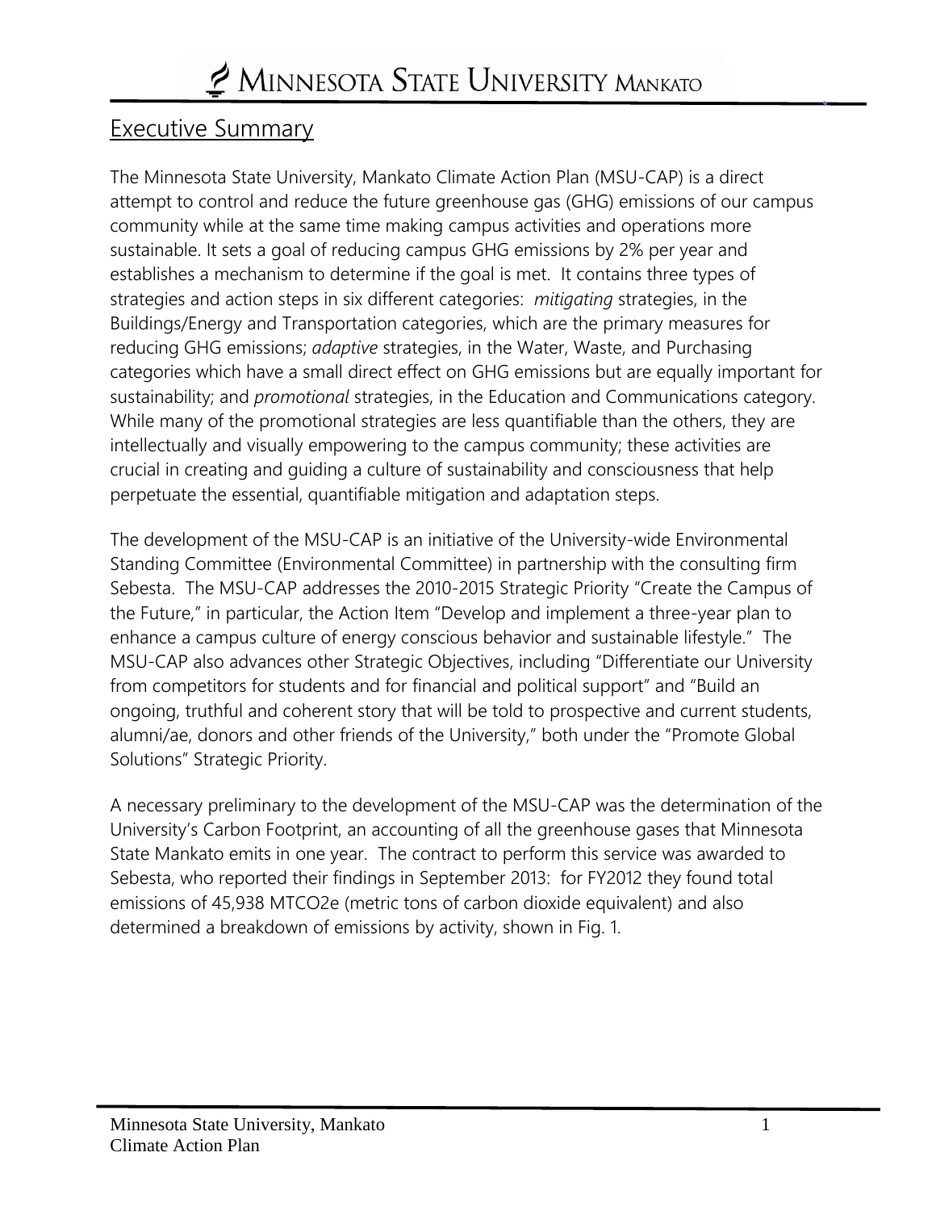## Executive Summary

The Minnesota State University, Mankato Climate Action Plan (MSU-CAP) is a direct attempt to control and reduce the future greenhouse gas (GHG) emissions of our campus community while at the same time making campus activities and operations more sustainable. It sets a goal of reducing campus GHG emissions by 2% per year and establishes a mechanism to determine if the goal is met. It contains three types of strategies and action steps in six different categories: *mitigating* strategies, in the Buildings/Energy and Transportation categories, which are the primary measures for reducing GHG emissions; *adaptive* strategies, in the Water, Waste, and Purchasing categories which have a small direct effect on GHG emissions but are equally important for sustainability; and *promotional* strategies, in the Education and Communications category. While many of the promotional strategies are less quantifiable than the others, they are intellectually and visually empowering to the campus community; these activities are crucial in creating and guiding a culture of sustainability and consciousness that help perpetuate the essential, quantifiable mitigation and adaptation steps.

The development of the MSU-CAP is an initiative of the University-wide Environmental Standing Committee (Environmental Committee) in partnership with the consulting firm Sebesta. The MSU-CAP addresses the 2010-2015 Strategic Priority "Create the Campus of the Future," in particular, the Action Item "Develop and implement a three-year plan to enhance a campus culture of energy conscious behavior and sustainable lifestyle." The MSU-CAP also advances other Strategic Objectives, including "Differentiate our University from competitors for students and for financial and political support" and "Build an ongoing, truthful and coherent story that will be told to prospective and current students, alumni/ae, donors and other friends of the University," both under the "Promote Global Solutions" Strategic Priority.

A necessary preliminary to the development of the MSU-CAP was the determination of the University's Carbon Footprint, an accounting of all the greenhouse gases that Minnesota State Mankato emits in one year. The contract to perform this service was awarded to Sebesta, who reported their findings in September 2013: for FY2012 they found total emissions of 45,938 MTCO2e (metric tons of carbon dioxide equivalent) and also determined a breakdown of emissions by activity, shown in Fig. 1.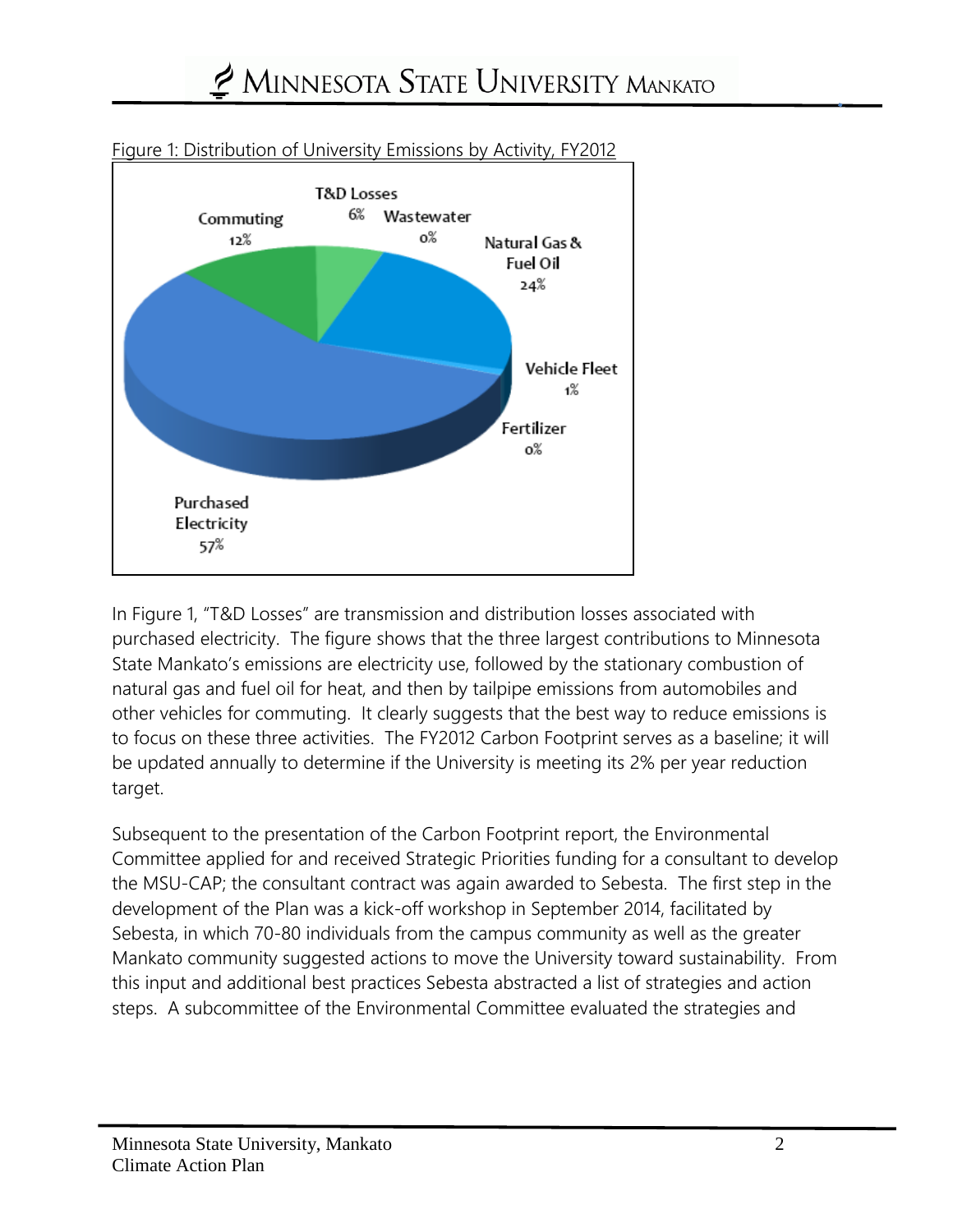Figure 1: Distribution of University Emissions by Activity, FY2012

In Figure 1, "T&D Losses" are transmission and distribution losses associated with purchased electricity. The figure shows that the three largest contributions to Minnesota State Mankato's emissions are electricity use, followed by the stationary combustion of natural gas and fuel oil for heat, and then by tailpipe emissions from automobiles and other vehicles for commuting. It clearly suggests that the best way to reduce emissions is to focus on these three activities. The FY2012 Carbon Footprint serves as a baseline; it will be updated annually to determine if the University is meeting its 2% per year reduction target.

Subsequent to the presentation of the Carbon Footprint report, the Environmental Committee applied for and received Strategic Priorities funding for a consultant to develop the MSU-CAP; the consultant contract was again awarded to Sebesta. The first step in the development of the Plan was a kick-off workshop in September 2014, facilitated by Sebesta, in which 70-80 individuals from the campus community as well as the greater Mankato community suggested actions to move the University toward sustainability. From this input and additional best practices Sebesta abstracted a list of strategies and action steps. A subcommittee of the Environmental Committee evaluated the strategies and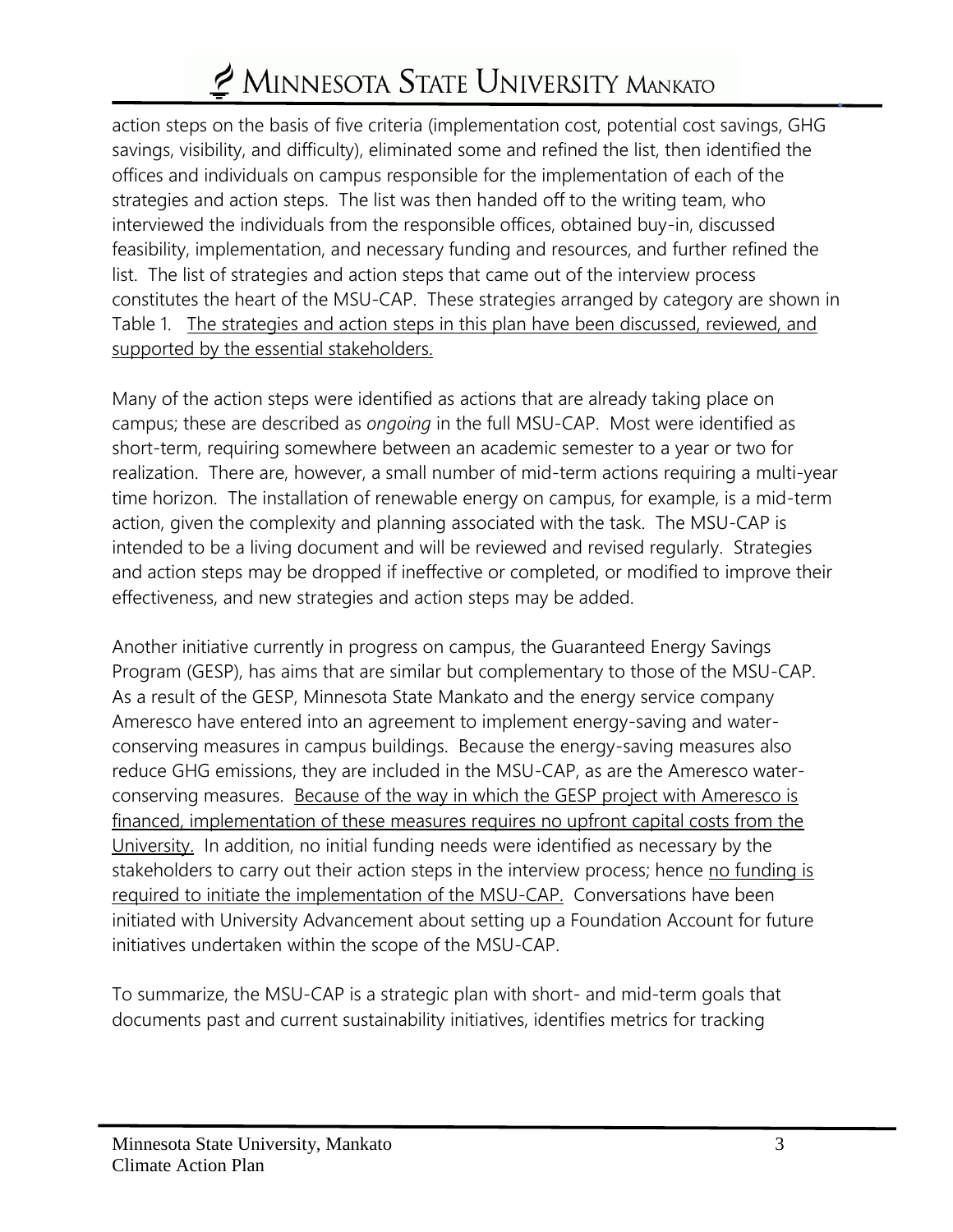action steps on the basis of five criteria (implementation cost, potential cost savings, GHG savings, visibility, and difficulty), eliminated some and refined the list, then identified the offices and individuals on campus responsible for the implementation of each of the strategies and action steps. The list was then handed off to the writing team, who interviewed the individuals from the responsible offices, obtained buy-in, discussed feasibility, implementation, and necessary funding and resources, and further refined the list. The list of strategies and action steps that came out of the interview process constitutes the heart of the MSU-CAP. These strategies arranged by category are shown in Table 1. <u>The strategies and action steps in this plan have been discussed, reviewed, and supported by the essential stakeholders.</u>

Many of the action steps were identified as actions that are already taking place on campus; these are described as *ongoing* in the full MSU-CAP. Most were identified as short-term, requiring somewhere between an academic semester to a year or two for realization. There are, however, a small number of mid-term actions requiring a multi-year time horizon. The installation of renewable energy on campus, for example, is a mid-term action, given the complexity and planning associated with the task. The MSU-CAP is intended to be a living document and will be reviewed and revised regularly. Strategies and action steps may be dropped if ineffective or completed, or modified to improve their effectiveness, and new strategies and action steps may be added.

Another initiative currently in progress on campus, the Guaranteed Energy Savings Program (GESP), has aims that are similar but complementary to those of the MSU-CAP. As a result of the GESP, Minnesota State Mankato and the energy service company Ameresco have entered into an agreement to implement energy-saving and water-conserving measures in campus buildings. Because the energy-saving measures also reduce GHG emissions, they are included in the MSU-CAP, as are the Ameresco water-conserving measures. <u>Because of the way in which the GESP project with Ameresco is financed, implementation of these measures requires no upfront capital costs from the University.</u> In addition, no initial funding needs were identified as necessary by the stakeholders to carry out their action steps in the interview process; hence <u>no funding is required to initiate the implementation of the MSU-CAP.</u> Conversations have been initiated with University Advancement about setting up a Foundation Account for future initiatives undertaken within the scope of the MSU-CAP.

To summarize, the MSU-CAP is a strategic plan with short- and mid-term goals that documents past and current sustainability initiatives, identifies metrics for tracking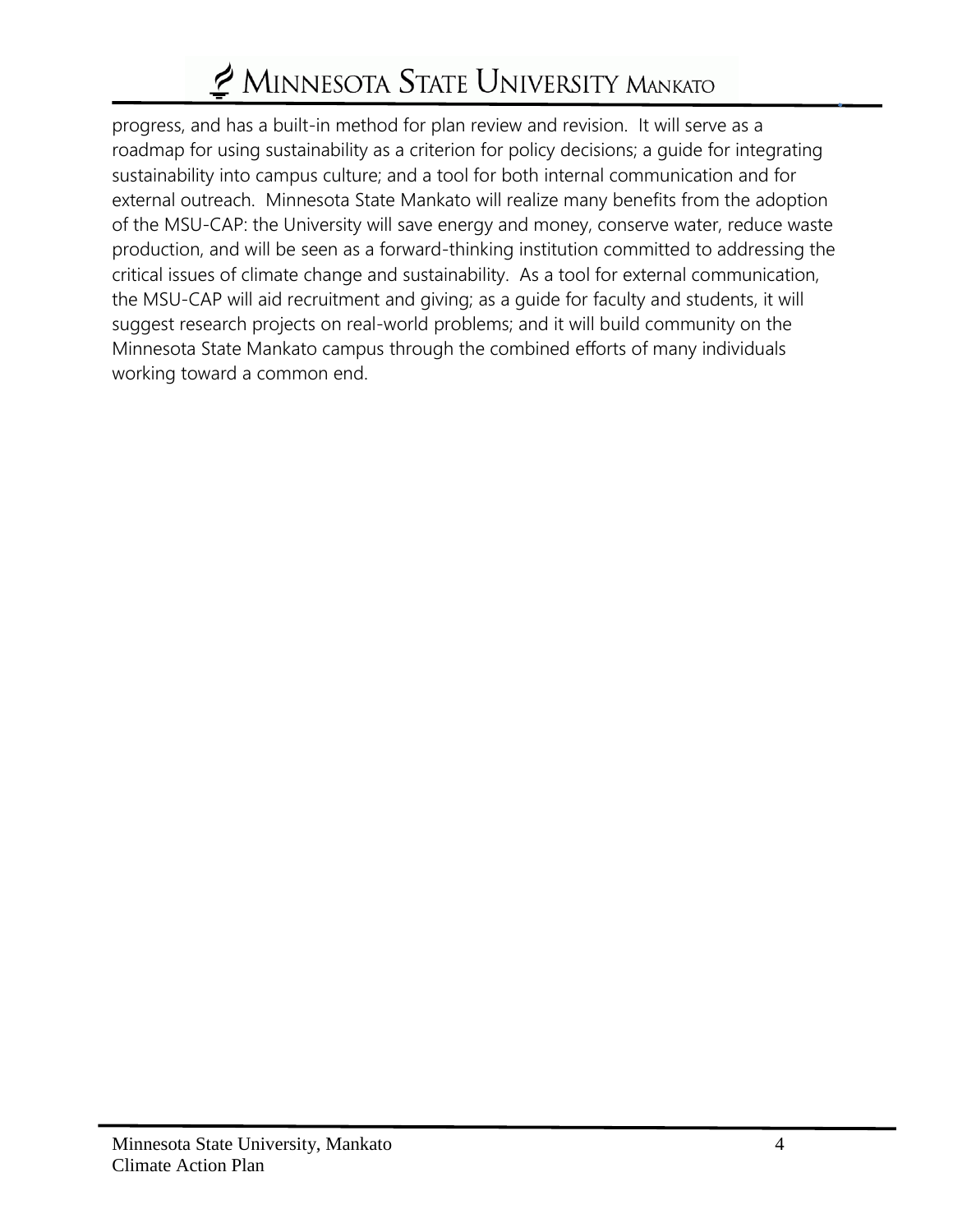progress, and has a built-in method for plan review and revision. It will serve as a roadmap for using sustainability as a criterion for policy decisions; a guide for integrating sustainability into campus culture; and a tool for both internal communication and for external outreach. Minnesota State Mankato will realize many benefits from the adoption of the MSU-CAP: the University will save energy and money, conserve water, reduce waste production, and will be seen as a forward-thinking institution committed to addressing the critical issues of climate change and sustainability. As a tool for external communication, the MSU-CAP will aid recruitment and giving; as a guide for faculty and students, it will suggest research projects on real-world problems; and it will build community on the Minnesota State Mankato campus through the combined efforts of many individuals working toward a common end.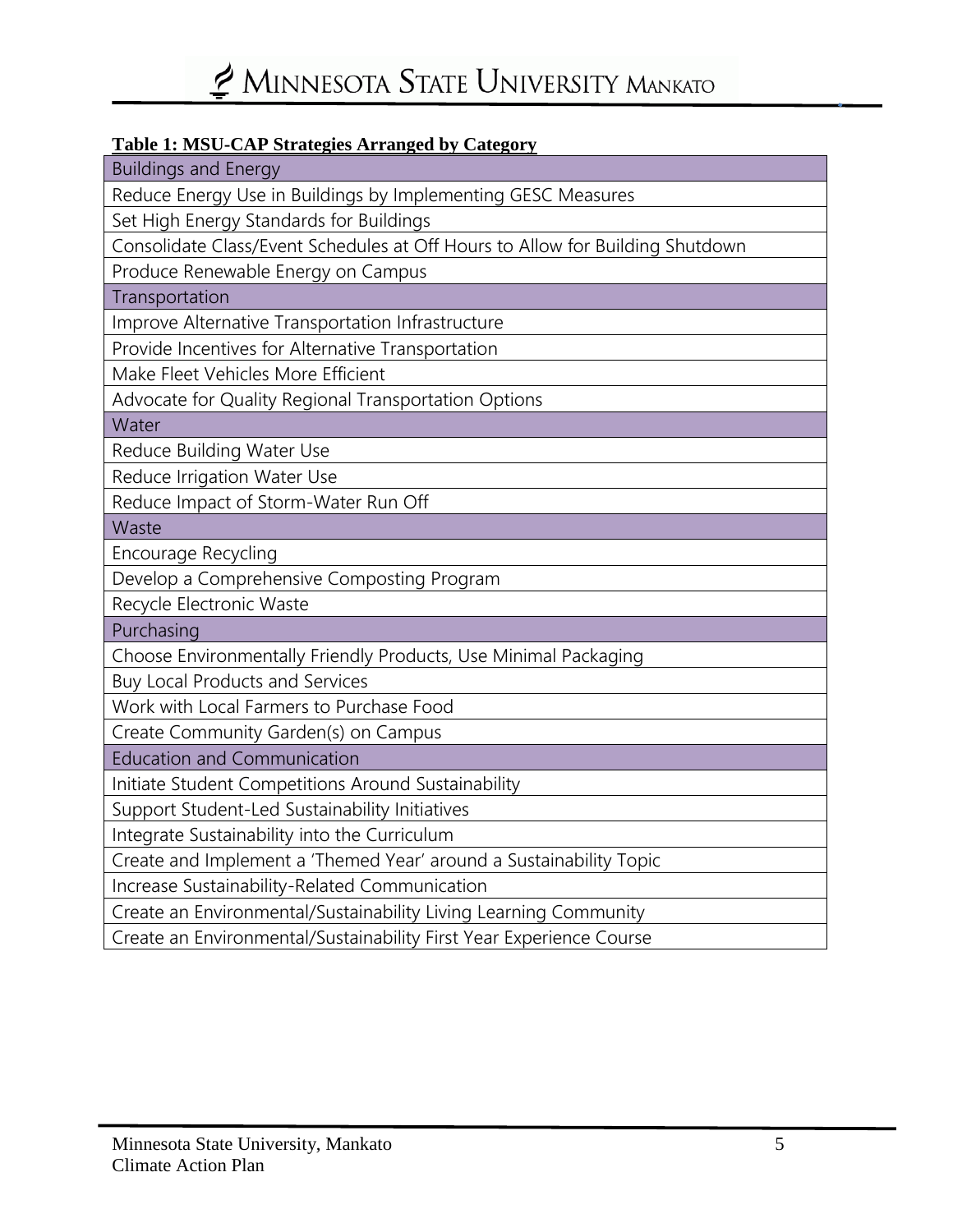**Table 1: MSU-CAP Strategies Arranged by Category**

| Buildings and Energy |
|---|
| Reduce Energy Use in Buildings by Implementing GESC Measures |
| Set High Energy Standards for Buildings |
| Consolidate Class/Event Schedules at Off Hours to Allow for Building Shutdown |
| Produce Renewable Energy on Campus |
| **Transportation** |
| Improve Alternative Transportation Infrastructure |
| Provide Incentives for Alternative Transportation |
| Make Fleet Vehicles More Efficient |
| Advocate for Quality Regional Transportation Options |
| **Water** |
| Reduce Building Water Use |
| Reduce Irrigation Water Use |
| Reduce Impact of Storm-Water Run Off |
| **Waste** |
| Encourage Recycling |
| Develop a Comprehensive Composting Program |
| Recycle Electronic Waste |
| **Purchasing** |
| Choose Environmentally Friendly Products, Use Minimal Packaging |
| Buy Local Products and Services |
| Work with Local Farmers to Purchase Food |
| Create Community Garden(s) on Campus |
| **Education and Communication** |
| Initiate Student Competitions Around Sustainability |
| Support Student-Led Sustainability Initiatives |
| Integrate Sustainability into the Curriculum |
| Create and Implement a 'Themed Year' around a Sustainability Topic |
| Increase Sustainability-Related Communication |
| Create an Environmental/Sustainability Living Learning Community |
| Create an Environmental/Sustainability First Year Experience Course |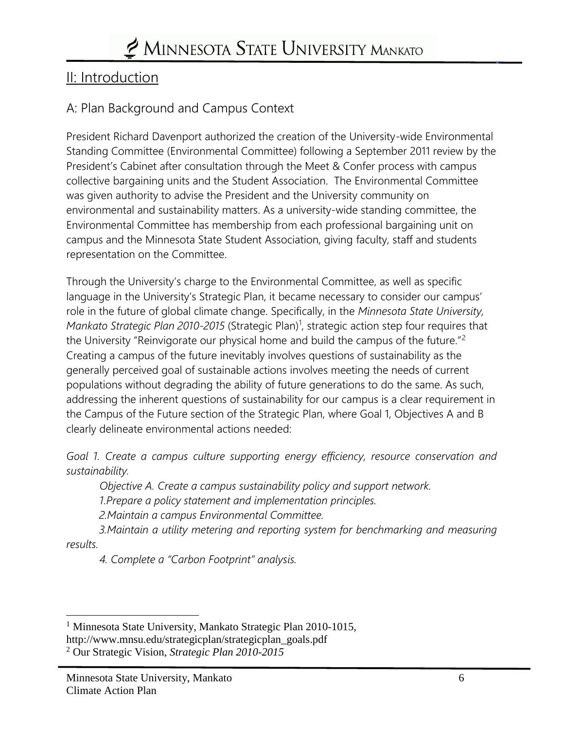## II: Introduction

### A: Plan Background and Campus Context

President Richard Davenport authorized the creation of the University-wide Environmental Standing Committee (Environmental Committee) following a September 2011 review by the President's Cabinet after consultation through the Meet & Confer process with campus collective bargaining units and the Student Association. The Environmental Committee was given authority to advise the President and the University community on environmental and sustainability matters. As a university-wide standing committee, the Environmental Committee has membership from each professional bargaining unit on campus and the Minnesota State Student Association, giving faculty, staff and students representation on the Committee.

Through the University's charge to the Environmental Committee, as well as specific language in the University's Strategic Plan, it became necessary to consider our campus' role in the future of global climate change. Specifically, in the *Minnesota State University, Mankato Strategic Plan 2010-2015* (Strategic Plan)[1], strategic action step four requires that the University "Reinvigorate our physical home and build the campus of the future."[2] Creating a campus of the future inevitably involves questions of sustainability as the generally perceived goal of sustainable actions involves meeting the needs of current populations without degrading the ability of future generations to do the same. As such, addressing the inherent questions of sustainability for our campus is a clear requirement in the Campus of the Future section of the Strategic Plan, where Goal 1, Objectives A and B clearly delineate environmental actions needed:

*Goal 1. Create a campus culture supporting energy efficiency, resource conservation and sustainability.*

*Objective A. Create a campus sustainability policy and support network.*

*1.Prepare a policy statement and implementation principles.*

*2.Maintain a campus Environmental Committee.*

*3.Maintain a utility metering and reporting system for benchmarking and measuring results.*

*4. Complete a "Carbon Footprint" analysis.*

---

[1] Minnesota State University, Mankato Strategic Plan 2010-1015, http://www.mnsu.edu/strategicplan/strategicplan_goals.pdf

[2] Our Strategic Vision, *Strategic Plan 2010-2015*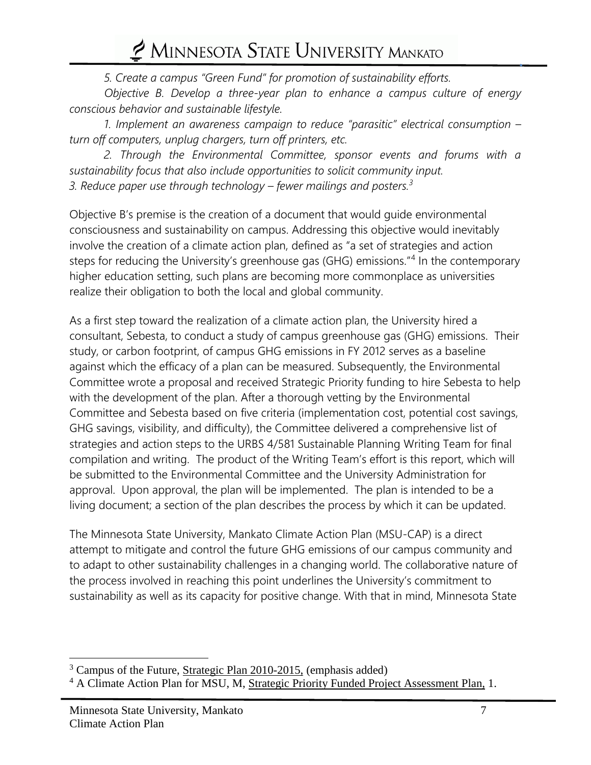*5. Create a campus "Green Fund" for promotion of sustainability efforts.*

*Objective B. Develop a three-year plan to enhance a campus culture of energy conscious behavior and sustainable lifestyle.*

*1. Implement an awareness campaign to reduce "parasitic" electrical consumption – turn off computers, unplug chargers, turn off printers, etc.*

*2. Through the Environmental Committee, sponsor events and forums with a sustainability focus that also include opportunities to solicit community input.*

*3. Reduce paper use through technology – fewer mailings and posters.*[3]

Objective B's premise is the creation of a document that would guide environmental consciousness and sustainability on campus. Addressing this objective would inevitably involve the creation of a climate action plan, defined as "a set of strategies and action steps for reducing the University's greenhouse gas (GHG) emissions."[4] In the contemporary higher education setting, such plans are becoming more commonplace as universities realize their obligation to both the local and global community.

As a first step toward the realization of a climate action plan, the University hired a consultant, Sebesta, to conduct a study of campus greenhouse gas (GHG) emissions. Their study, or carbon footprint, of campus GHG emissions in FY 2012 serves as a baseline against which the efficacy of a plan can be measured. Subsequently, the Environmental Committee wrote a proposal and received Strategic Priority funding to hire Sebesta to help with the development of the plan. After a thorough vetting by the Environmental Committee and Sebesta based on five criteria (implementation cost, potential cost savings, GHG savings, visibility, and difficulty), the Committee delivered a comprehensive list of strategies and action steps to the URBS 4/581 Sustainable Planning Writing Team for final compilation and writing. The product of the Writing Team's effort is this report, which will be submitted to the Environmental Committee and the University Administration for approval. Upon approval, the plan will be implemented. The plan is intended to be a living document; a section of the plan describes the process by which it can be updated.

The Minnesota State University, Mankato Climate Action Plan (MSU-CAP) is a direct attempt to mitigate and control the future GHG emissions of our campus community and to adapt to other sustainability challenges in a changing world. The collaborative nature of the process involved in reaching this point underlines the University's commitment to sustainability as well as its capacity for positive change. With that in mind, Minnesota State

---

[3] Campus of the Future, Strategic Plan 2010-2015, (emphasis added)

[4] A Climate Action Plan for MSU, M, Strategic Priority Funded Project Assessment Plan, 1.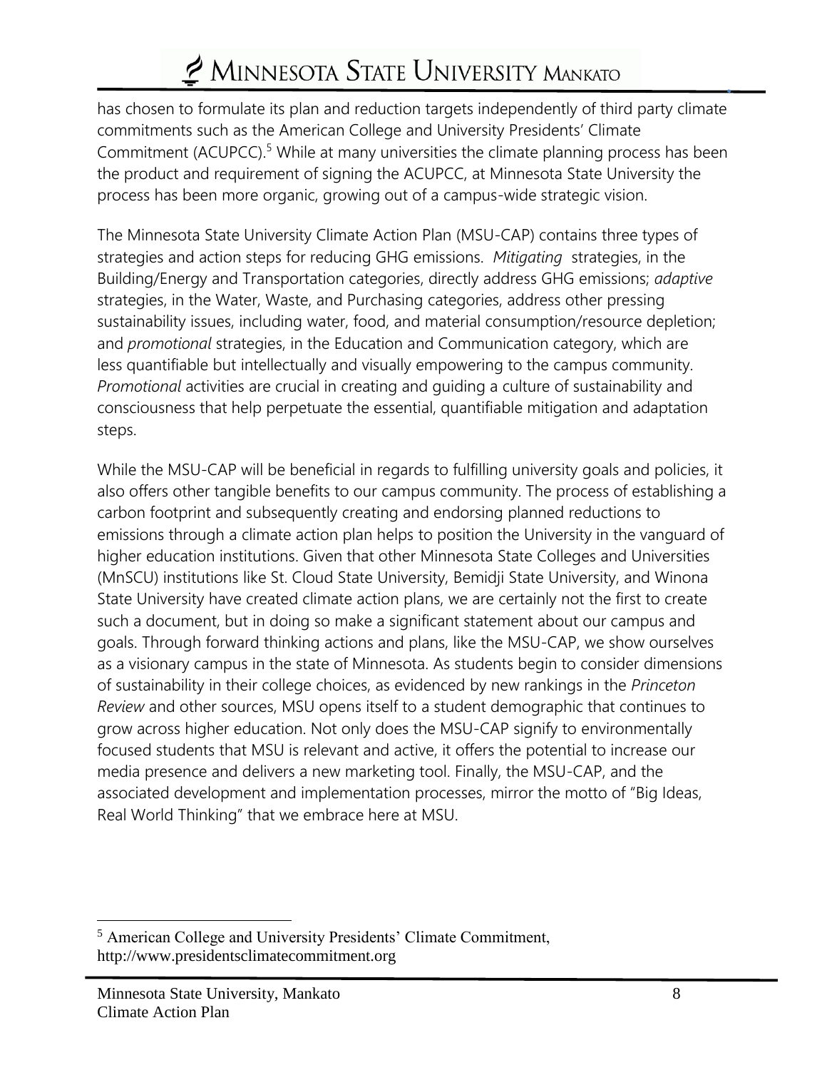has chosen to formulate its plan and reduction targets independently of third party climate commitments such as the American College and University Presidents' Climate Commitment (ACUPCC).[5] While at many universities the climate planning process has been the product and requirement of signing the ACUPCC, at Minnesota State University the process has been more organic, growing out of a campus-wide strategic vision.

The Minnesota State University Climate Action Plan (MSU-CAP) contains three types of strategies and action steps for reducing GHG emissions. *Mitigating* strategies, in the Building/Energy and Transportation categories, directly address GHG emissions; *adaptive* strategies, in the Water, Waste, and Purchasing categories, address other pressing sustainability issues, including water, food, and material consumption/resource depletion; and *promotional* strategies, in the Education and Communication category, which are less quantifiable but intellectually and visually empowering to the campus community. *Promotional* activities are crucial in creating and guiding a culture of sustainability and consciousness that help perpetuate the essential, quantifiable mitigation and adaptation steps.

While the MSU-CAP will be beneficial in regards to fulfilling university goals and policies, it also offers other tangible benefits to our campus community. The process of establishing a carbon footprint and subsequently creating and endorsing planned reductions to emissions through a climate action plan helps to position the University in the vanguard of higher education institutions. Given that other Minnesota State Colleges and Universities (MnSCU) institutions like St. Cloud State University, Bemidji State University, and Winona State University have created climate action plans, we are certainly not the first to create such a document, but in doing so make a significant statement about our campus and goals. Through forward thinking actions and plans, like the MSU-CAP, we show ourselves as a visionary campus in the state of Minnesota. As students begin to consider dimensions of sustainability in their college choices, as evidenced by new rankings in the *Princeton Review* and other sources, MSU opens itself to a student demographic that continues to grow across higher education. Not only does the MSU-CAP signify to environmentally focused students that MSU is relevant and active, it offers the potential to increase our media presence and delivers a new marketing tool. Finally, the MSU-CAP, and the associated development and implementation processes, mirror the motto of "Big Ideas, Real World Thinking" that we embrace here at MSU.

---

[5] American College and University Presidents' Climate Commitment, http://www.presidentsclimatecommitment.org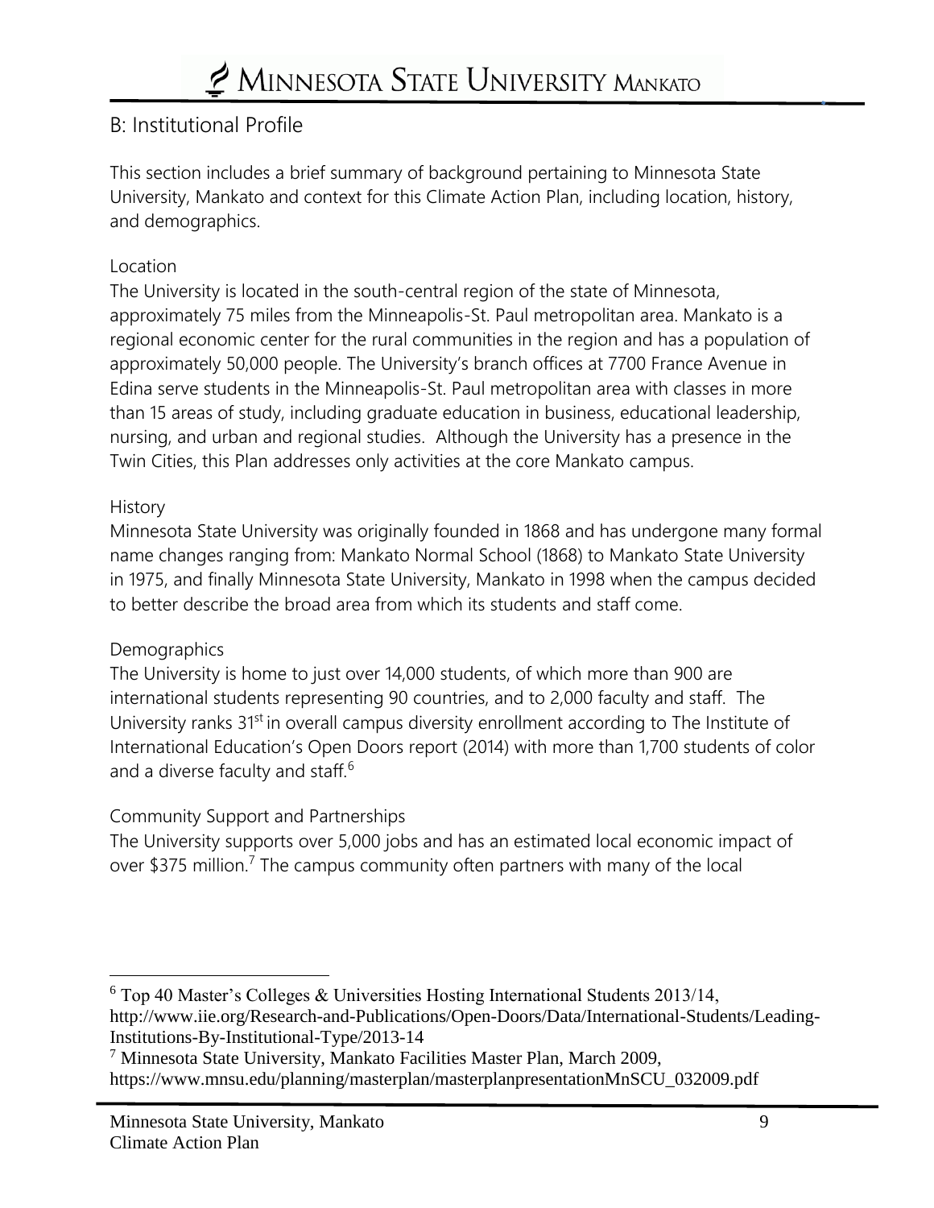## B: Institutional Profile

This section includes a brief summary of background pertaining to Minnesota State University, Mankato and context for this Climate Action Plan, including location, history, and demographics.

### Location

The University is located in the south-central region of the state of Minnesota, approximately 75 miles from the Minneapolis-St. Paul metropolitan area. Mankato is a regional economic center for the rural communities in the region and has a population of approximately 50,000 people. The University's branch offices at 7700 France Avenue in Edina serve students in the Minneapolis-St. Paul metropolitan area with classes in more than 15 areas of study, including graduate education in business, educational leadership, nursing, and urban and regional studies. Although the University has a presence in the Twin Cities, this Plan addresses only activities at the core Mankato campus.

### History

Minnesota State University was originally founded in 1868 and has undergone many formal name changes ranging from: Mankato Normal School (1868) to Mankato State University in 1975, and finally Minnesota State University, Mankato in 1998 when the campus decided to better describe the broad area from which its students and staff come.

### Demographics

The University is home to just over 14,000 students, of which more than 900 are international students representing 90 countries, and to 2,000 faculty and staff. The University ranks 31st in overall campus diversity enrollment according to The Institute of International Education's Open Doors report (2014) with more than 1,700 students of color and a diverse faculty and staff.[6]

### Community Support and Partnerships

The University supports over 5,000 jobs and has an estimated local economic impact of over $375 million.[7] The campus community often partners with many of the local

---

[6] Top 40 Master's Colleges & Universities Hosting International Students 2013/14, http://www.iie.org/Research-and-Publications/Open-Doors/Data/International-Students/Leading-Institutions-By-Institutional-Type/2013-14

[7] Minnesota State University, Mankato Facilities Master Plan, March 2009, https://www.mnsu.edu/planning/masterplan/masterplanpresentationMnSCU_032009.pdf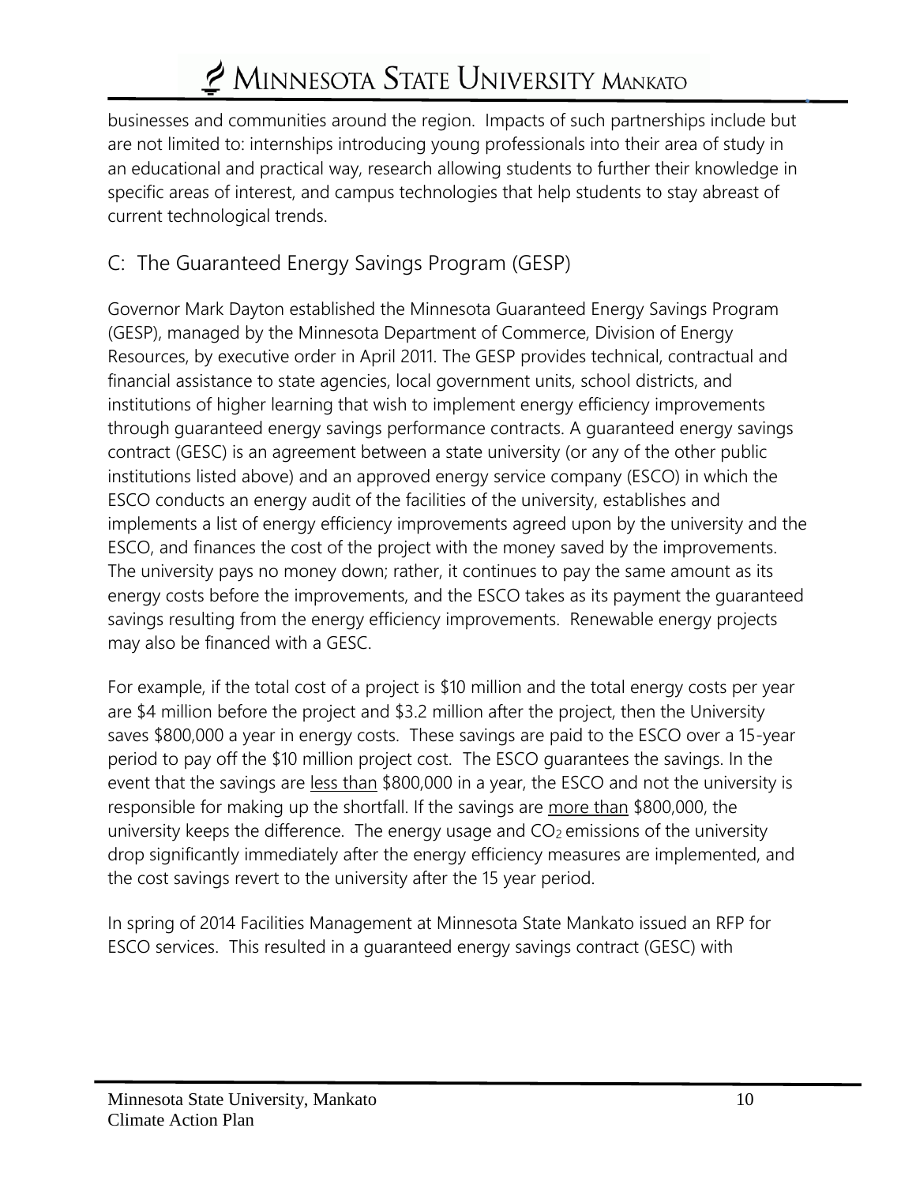businesses and communities around the region. Impacts of such partnerships include but are not limited to: internships introducing young professionals into their area of study in an educational and practical way, research allowing students to further their knowledge in specific areas of interest, and campus technologies that help students to stay abreast of current technological trends.

## C: The Guaranteed Energy Savings Program (GESP)

Governor Mark Dayton established the Minnesota Guaranteed Energy Savings Program (GESP), managed by the Minnesota Department of Commerce, Division of Energy Resources, by executive order in April 2011. The GESP provides technical, contractual and financial assistance to state agencies, local government units, school districts, and institutions of higher learning that wish to implement energy efficiency improvements through guaranteed energy savings performance contracts. A guaranteed energy savings contract (GESC) is an agreement between a state university (or any of the other public institutions listed above) and an approved energy service company (ESCO) in which the ESCO conducts an energy audit of the facilities of the university, establishes and implements a list of energy efficiency improvements agreed upon by the university and the ESCO, and finances the cost of the project with the money saved by the improvements. The university pays no money down; rather, it continues to pay the same amount as its energy costs before the improvements, and the ESCO takes as its payment the guaranteed savings resulting from the energy efficiency improvements. Renewable energy projects may also be financed with a GESC.

For example, if the total cost of a project is $10 million and the total energy costs per year are $4 million before the project and $3.2 million after the project, then the University saves $800,000 a year in energy costs. These savings are paid to the ESCO over a 15-year period to pay off the $10 million project cost. The ESCO guarantees the savings. In the event that the savings are <u>less than</u> $800,000 in a year, the ESCO and not the university is responsible for making up the shortfall. If the savings are <u>more than</u> $800,000, the university keeps the difference. The energy usage and $CO_2$ emissions of the university drop significantly immediately after the energy efficiency measures are implemented, and the cost savings revert to the university after the 15 year period.

In spring of 2014 Facilities Management at Minnesota State Mankato issued an RFP for ESCO services. This resulted in a guaranteed energy savings contract (GESC) with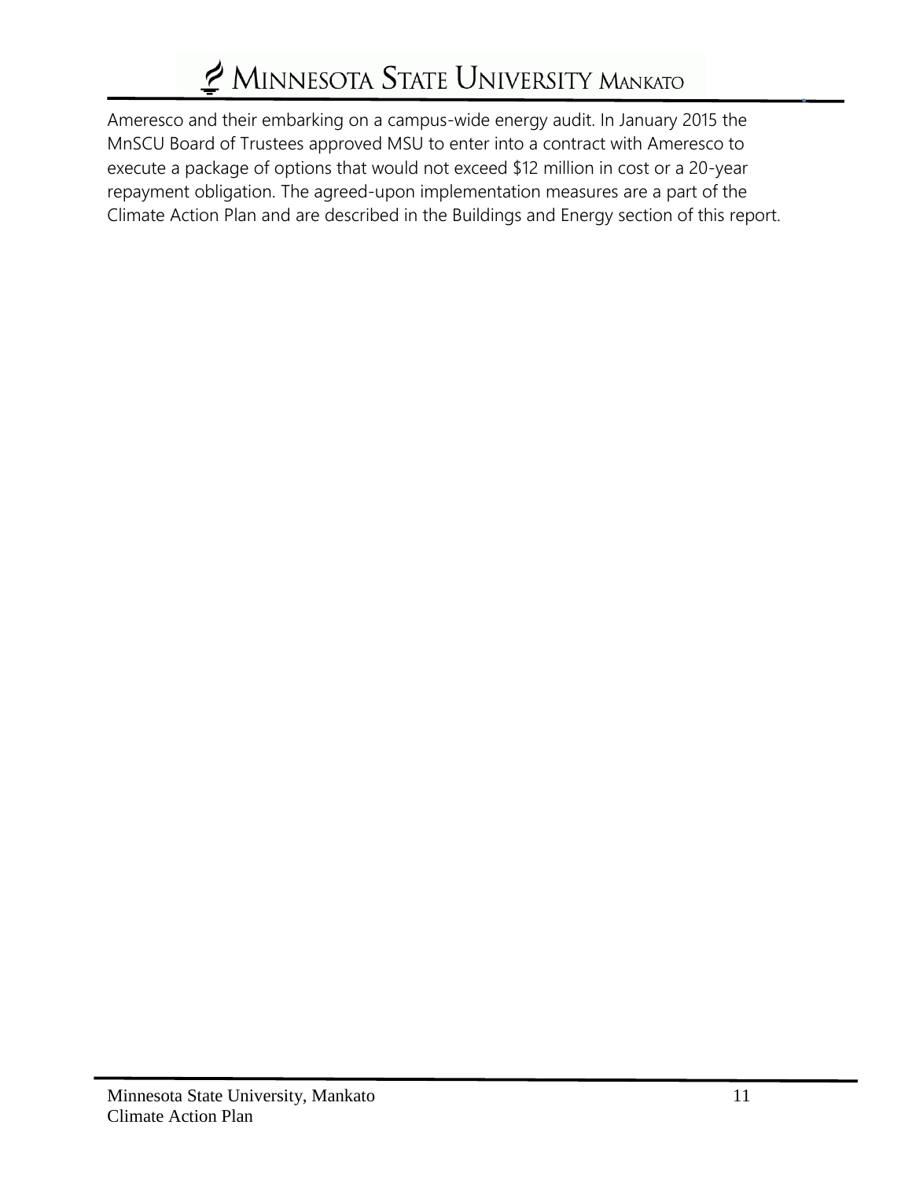Ameresco and their embarking on a campus-wide energy audit. In January 2015 the MnSCU Board of Trustees approved MSU to enter into a contract with Ameresco to execute a package of options that would not exceed $12 million in cost or a 20-year repayment obligation. The agreed-upon implementation measures are a part of the Climate Action Plan and are described in the Buildings and Energy section of this report.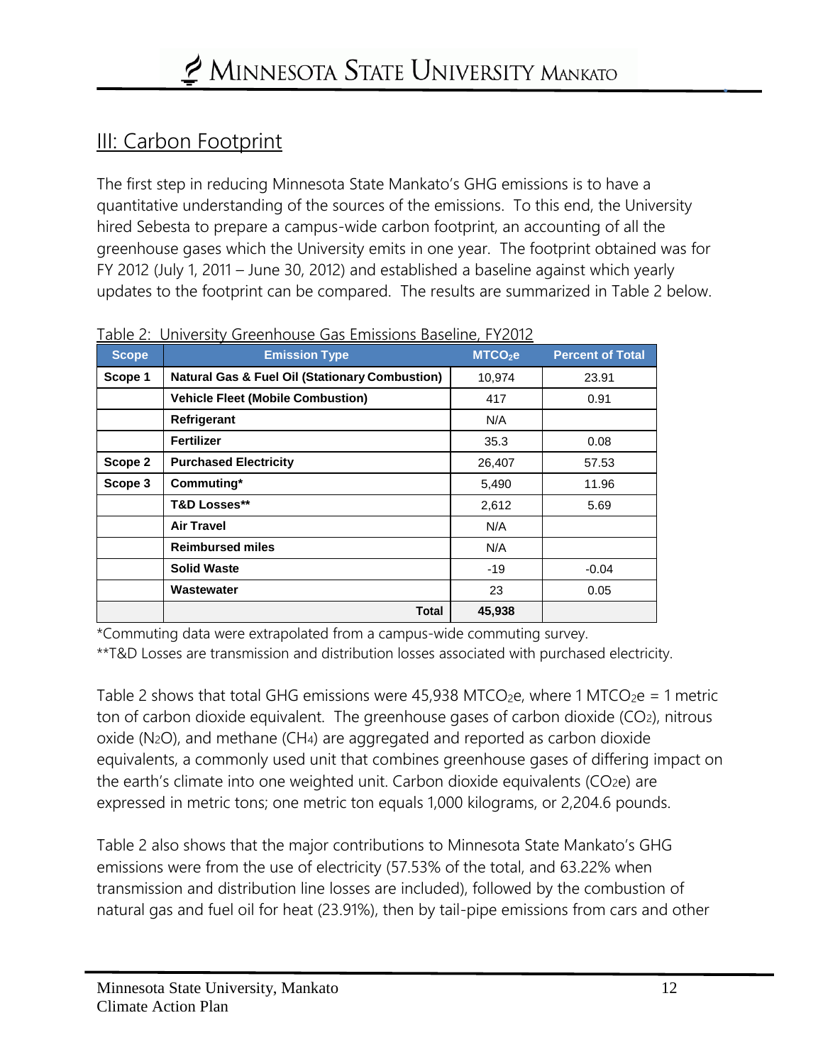## III: Carbon Footprint

The first step in reducing Minnesota State Mankato's GHG emissions is to have a quantitative understanding of the sources of the emissions. To this end, the University hired Sebesta to prepare a campus-wide carbon footprint, an accounting of all the greenhouse gases which the University emits in one year. The footprint obtained was for FY 2012 (July 1, 2011 – June 30, 2012) and established a baseline against which yearly updates to the footprint can be compared. The results are summarized in Table 2 below.

Table 2: University Greenhouse Gas Emissions Baseline, FY2012

| Scope | Emission Type | $MTCO_2e$ | Percent of Total |
|---|---|---|---|
| **Scope 1** | **Natural Gas & Fuel Oil (Stationary Combustion)** | 10,974 | 23.91 |
| | **Vehicle Fleet (Mobile Combustion)** | 417 | 0.91 |
| | **Refrigerant** | N/A | |
| | **Fertilizer** | 35.3 | 0.08 |
| **Scope 2** | **Purchased Electricity** | 26,407 | 57.53 |
| **Scope 3** | **Commuting*** | 5,490 | 11.96 |
| | **T&D Losses**** | 2,612 | 5.69 |
| | **Air Travel** | N/A | |
| | **Reimbursed miles** | N/A | |
| | **Solid Waste** | -19 | -0.04 |
| | **Wastewater** | 23 | 0.05 |
| | **Total** | **45,938** | |

*Commuting data were extrapolated from a campus-wide commuting survey.
**T&D Losses are transmission and distribution losses associated with purchased electricity.

Table 2 shows that total GHG emissions were 45,938 $MTCO_2e$, where 1 $MTCO_2e$ = 1 metric ton of carbon dioxide equivalent. The greenhouse gases of carbon dioxide ($CO_2$), nitrous oxide ($N_2O$), and methane ($CH_4$) are aggregated and reported as carbon dioxide equivalents, a commonly used unit that combines greenhouse gases of differing impact on the earth's climate into one weighted unit. Carbon dioxide equivalents ($CO_2e$) are expressed in metric tons; one metric ton equals 1,000 kilograms, or 2,204.6 pounds.

Table 2 also shows that the major contributions to Minnesota State Mankato's GHG emissions were from the use of electricity (57.53% of the total, and 63.22% when transmission and distribution line losses are included), followed by the combustion of natural gas and fuel oil for heat (23.91%), then by tail-pipe emissions from cars and other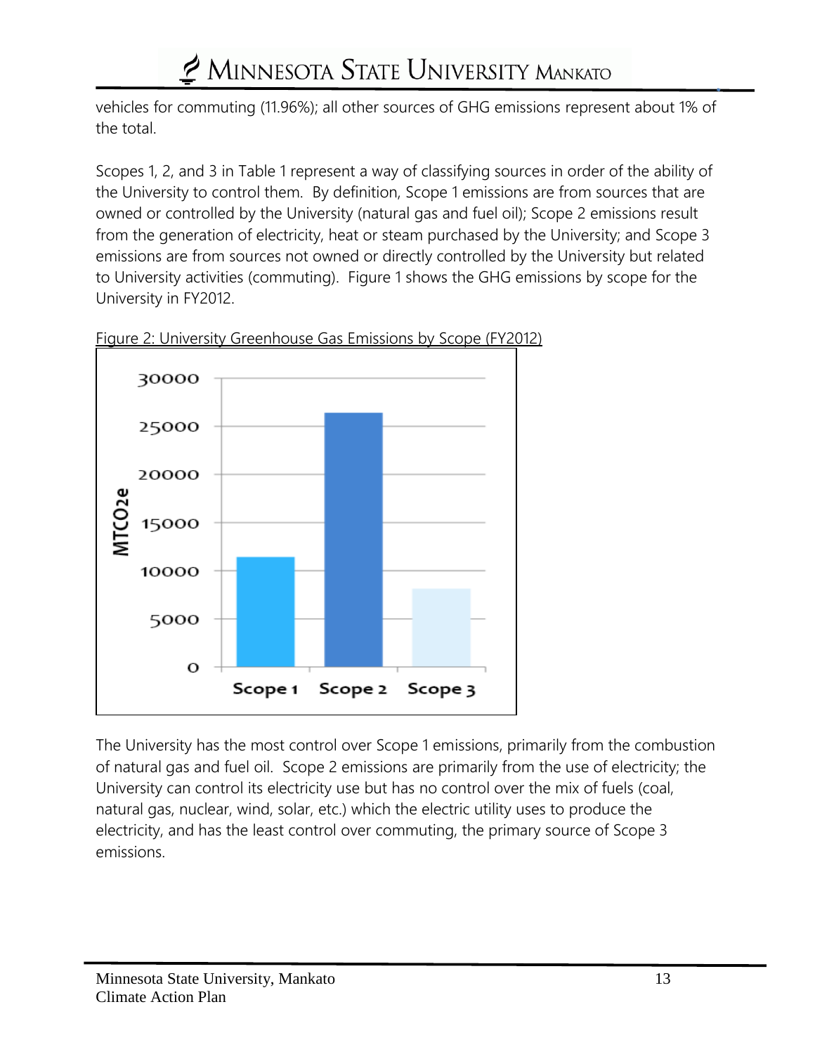vehicles for commuting (11.96%); all other sources of GHG emissions represent about 1% of the total.

Scopes 1, 2, and 3 in Table 1 represent a way of classifying sources in order of the ability of the University to control them. By definition, Scope 1 emissions are from sources that are owned or controlled by the University (natural gas and fuel oil); Scope 2 emissions result from the generation of electricity, heat or steam purchased by the University; and Scope 3 emissions are from sources not owned or directly controlled by the University but related to University activities (commuting). Figure 1 shows the GHG emissions by scope for the University in FY2012.

Figure 2: University Greenhouse Gas Emissions by Scope (FY2012)

The University has the most control over Scope 1 emissions, primarily from the combustion of natural gas and fuel oil. Scope 2 emissions are primarily from the use of electricity; the University can control its electricity use but has no control over the mix of fuels (coal, natural gas, nuclear, wind, solar, etc.) which the electric utility uses to produce the electricity, and has the least control over commuting, the primary source of Scope 3 emissions.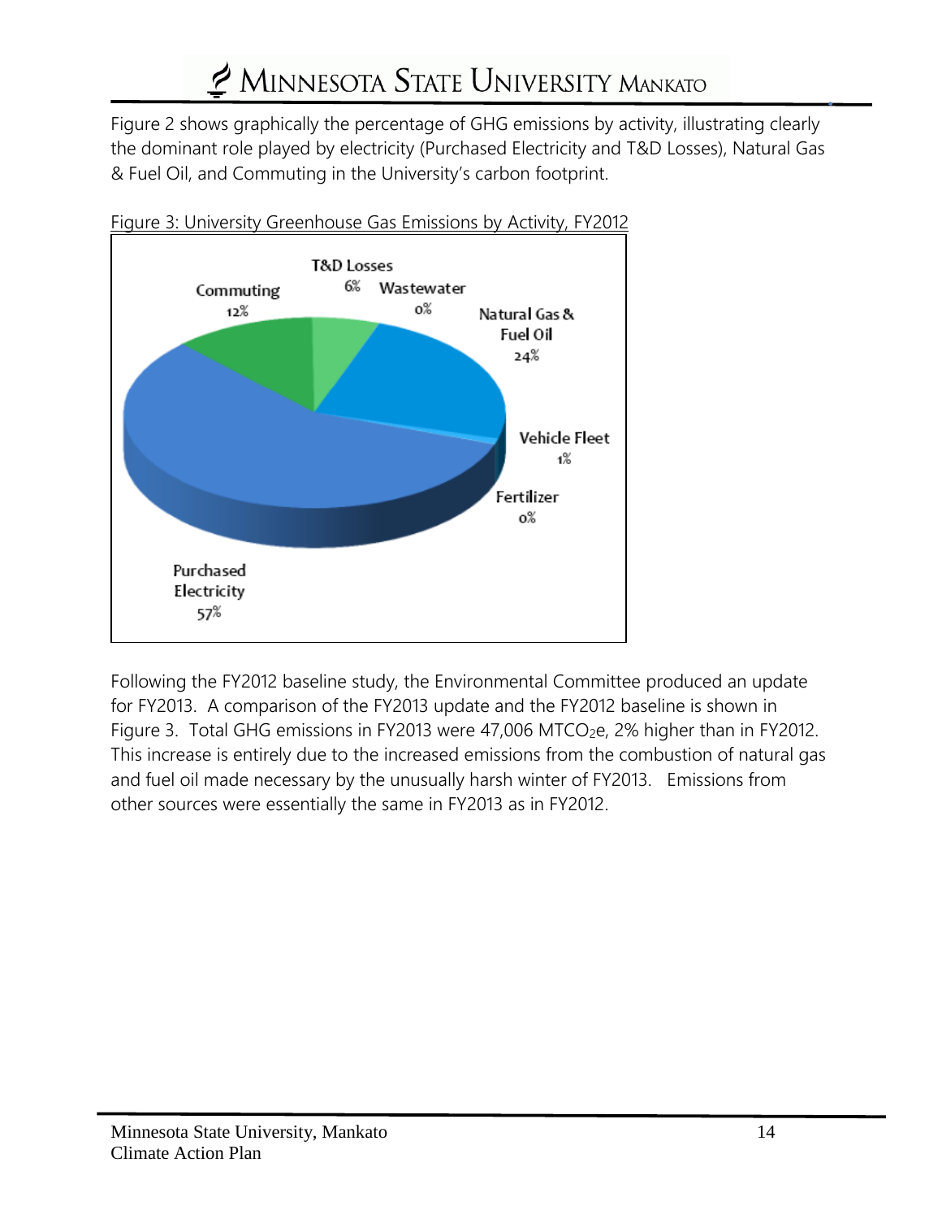Figure 2 shows graphically the percentage of GHG emissions by activity, illustrating clearly the dominant role played by electricity (Purchased Electricity and T&D Losses), Natural Gas & Fuel Oil, and Commuting in the University's carbon footprint.

Figure 3: University Greenhouse Gas Emissions by Activity, FY2012

Following the FY2012 baseline study, the Environmental Committee produced an update for FY2013. A comparison of the FY2013 update and the FY2012 baseline is shown in Figure 3. Total GHG emissions in FY2013 were 47,006 $MTCO_2e$, 2% higher than in FY2012. This increase is entirely due to the increased emissions from the combustion of natural gas and fuel oil made necessary by the unusually harsh winter of FY2013. Emissions from other sources were essentially the same in FY2013 as in FY2012.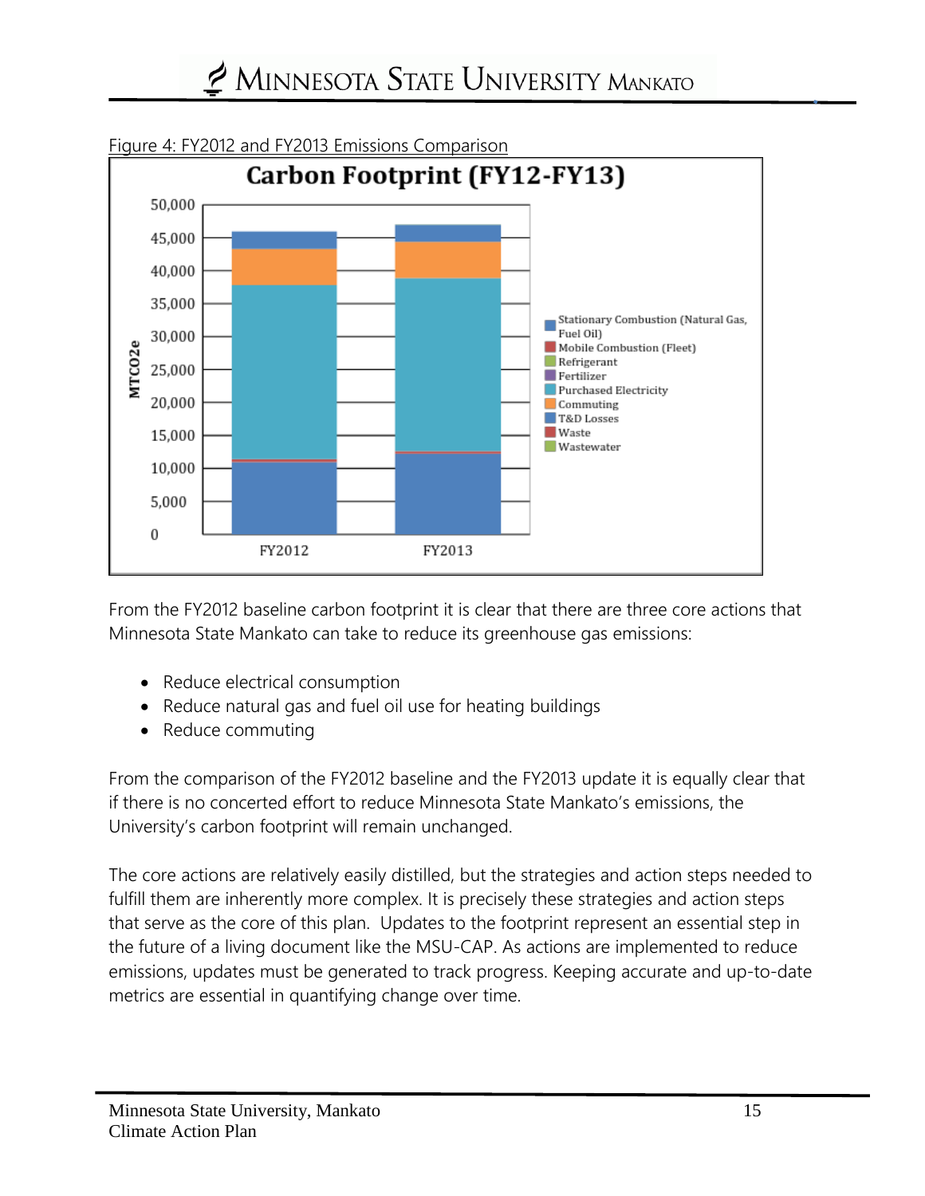Figure 4: FY2012 and FY2013 Emissions Comparison

From the FY2012 baseline carbon footprint it is clear that there are three core actions that Minnesota State Mankato can take to reduce its greenhouse gas emissions:

- Reduce electrical consumption
- Reduce natural gas and fuel oil use for heating buildings
- Reduce commuting

From the comparison of the FY2012 baseline and the FY2013 update it is equally clear that if there is no concerted effort to reduce Minnesota State Mankato's emissions, the University's carbon footprint will remain unchanged.

The core actions are relatively easily distilled, but the strategies and action steps needed to fulfill them are inherently more complex. It is precisely these strategies and action steps that serve as the core of this plan. Updates to the footprint represent an essential step in the future of a living document like the MSU-CAP. As actions are implemented to reduce emissions, updates must be generated to track progress. Keeping accurate and up-to-date metrics are essential in quantifying change over time.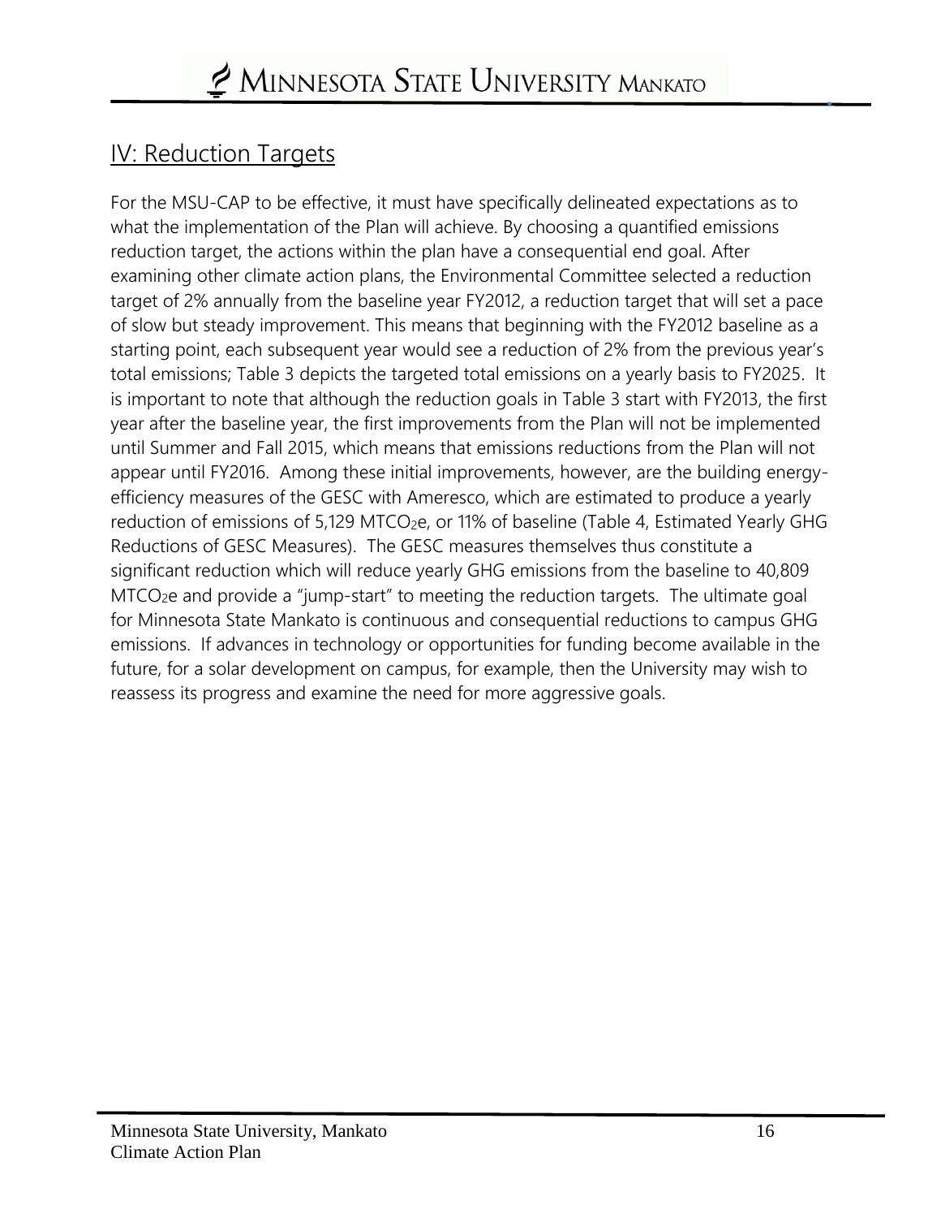## IV: Reduction Targets

For the MSU-CAP to be effective, it must have specifically delineated expectations as to what the implementation of the Plan will achieve. By choosing a quantified emissions reduction target, the actions within the plan have a consequential end goal. After examining other climate action plans, the Environmental Committee selected a reduction target of 2% annually from the baseline year FY2012, a reduction target that will set a pace of slow but steady improvement. This means that beginning with the FY2012 baseline as a starting point, each subsequent year would see a reduction of 2% from the previous year's total emissions; Table 3 depicts the targeted total emissions on a yearly basis to FY2025. It is important to note that although the reduction goals in Table 3 start with FY2013, the first year after the baseline year, the first improvements from the Plan will not be implemented until Summer and Fall 2015, which means that emissions reductions from the Plan will not appear until FY2016. Among these initial improvements, however, are the building energy-efficiency measures of the GESC with Ameresco, which are estimated to produce a yearly reduction of emissions of 5,129 $MTCO_2e$, or 11% of baseline (Table 4, Estimated Yearly GHG Reductions of GESC Measures). The GESC measures themselves thus constitute a significant reduction which will reduce yearly GHG emissions from the baseline to 40,809 $MTCO_2e$ and provide a "jump-start" to meeting the reduction targets. The ultimate goal for Minnesota State Mankato is continuous and consequential reductions to campus GHG emissions. If advances in technology or opportunities for funding become available in the future, for a solar development on campus, for example, then the University may wish to reassess its progress and examine the need for more aggressive goals.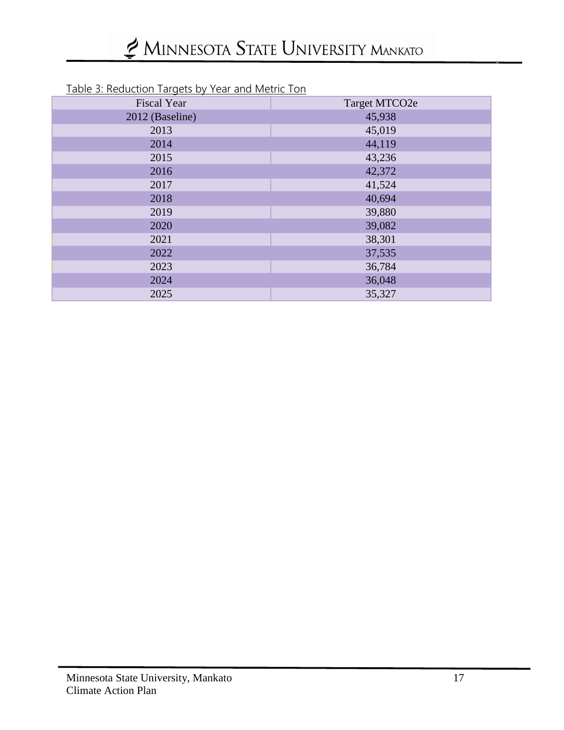Table 3: Reduction Targets by Year and Metric Ton

| Fiscal Year | Target MTCO2e |
| --- | --- |
| 2012 (Baseline) | 45,938 |
| 2013 | 45,019 |
| 2014 | 44,119 |
| 2015 | 43,236 |
| 2016 | 42,372 |
| 2017 | 41,524 |
| 2018 | 40,694 |
| 2019 | 39,880 |
| 2020 | 39,082 |
| 2021 | 38,301 |
| 2022 | 37,535 |
| 2023 | 36,784 |
| 2024 | 36,048 |
| 2025 | 35,327 |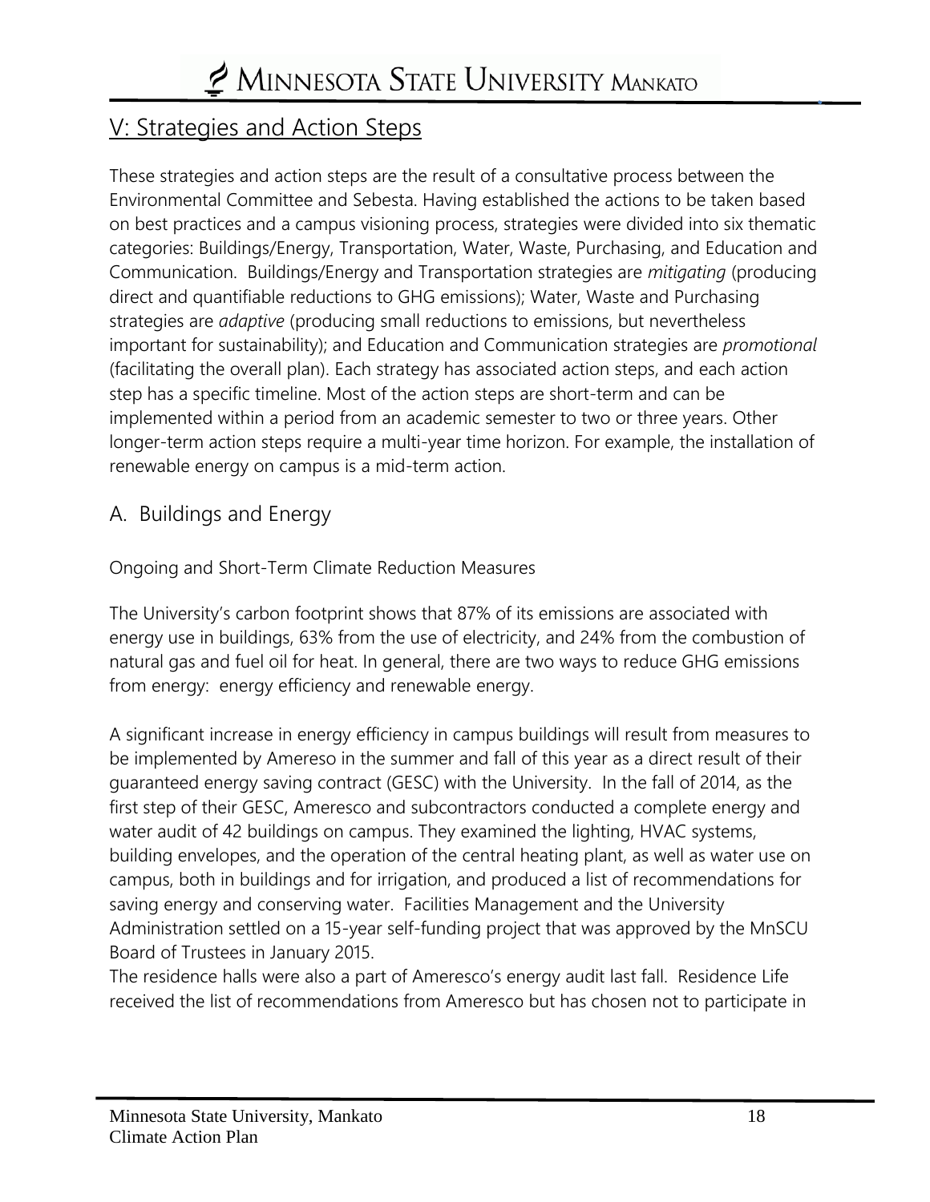## V: Strategies and Action Steps

These strategies and action steps are the result of a consultative process between the Environmental Committee and Sebesta. Having established the actions to be taken based on best practices and a campus visioning process, strategies were divided into six thematic categories: Buildings/Energy, Transportation, Water, Waste, Purchasing, and Education and Communication. Buildings/Energy and Transportation strategies are *mitigating* (producing direct and quantifiable reductions to GHG emissions); Water, Waste and Purchasing strategies are *adaptive* (producing small reductions to emissions, but nevertheless important for sustainability); and Education and Communication strategies are *promotional* (facilitating the overall plan). Each strategy has associated action steps, and each action step has a specific timeline. Most of the action steps are short-term and can be implemented within a period from an academic semester to two or three years. Other longer-term action steps require a multi-year time horizon. For example, the installation of renewable energy on campus is a mid-term action.

### A. Buildings and Energy

Ongoing and Short-Term Climate Reduction Measures

The University's carbon footprint shows that 87% of its emissions are associated with energy use in buildings, 63% from the use of electricity, and 24% from the combustion of natural gas and fuel oil for heat. In general, there are two ways to reduce GHG emissions from energy: energy efficiency and renewable energy.

A significant increase in energy efficiency in campus buildings will result from measures to be implemented by Amereso in the summer and fall of this year as a direct result of their guaranteed energy saving contract (GESC) with the University. In the fall of 2014, as the first step of their GESC, Ameresco and subcontractors conducted a complete energy and water audit of 42 buildings on campus. They examined the lighting, HVAC systems, building envelopes, and the operation of the central heating plant, as well as water use on campus, both in buildings and for irrigation, and produced a list of recommendations for saving energy and conserving water. Facilities Management and the University Administration settled on a 15-year self-funding project that was approved by the MnSCU Board of Trustees in January 2015.

The residence halls were also a part of Ameresco's energy audit last fall. Residence Life received the list of recommendations from Ameresco but has chosen not to participate in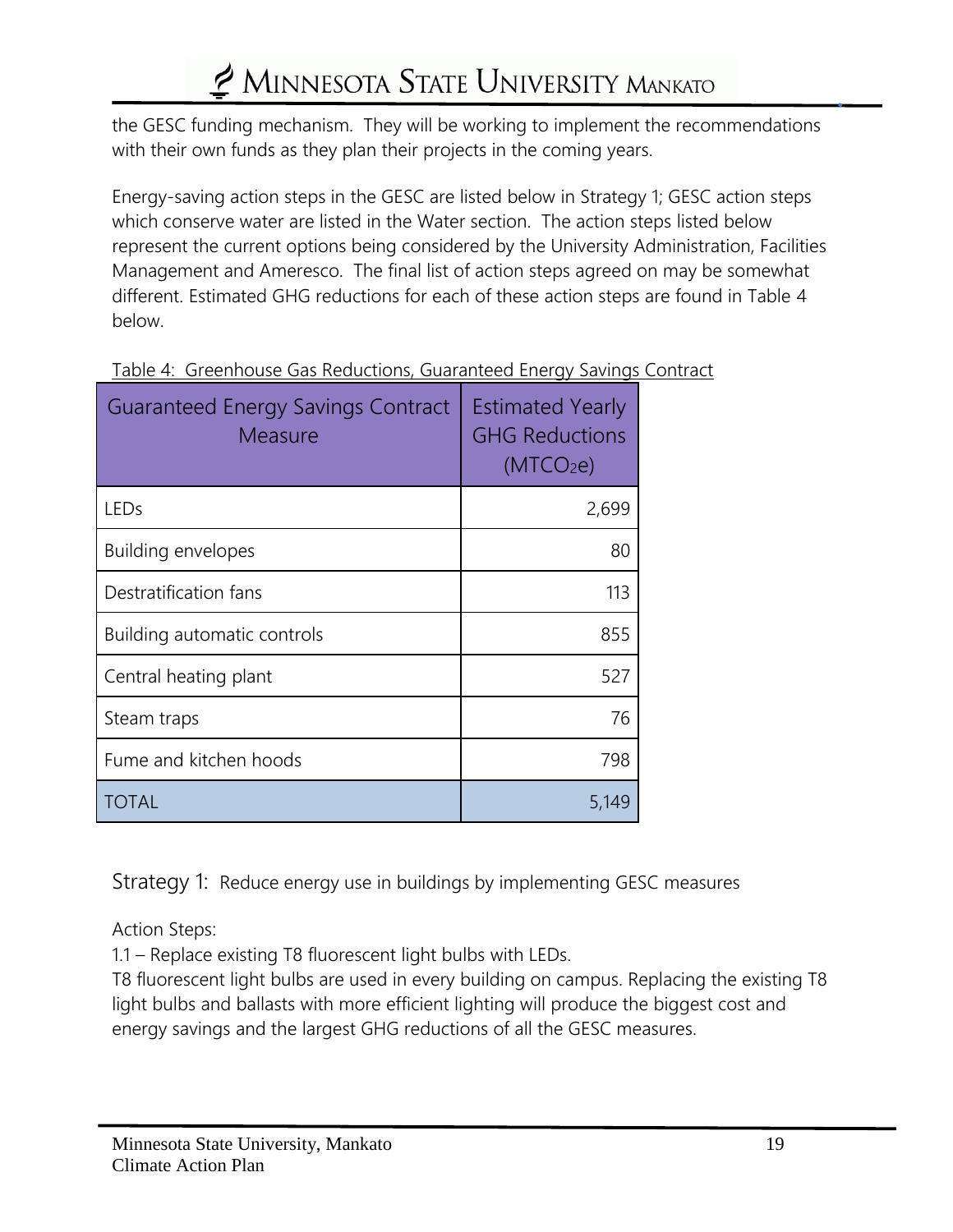the GESC funding mechanism. They will be working to implement the recommendations with their own funds as they plan their projects in the coming years.

Energy-saving action steps in the GESC are listed below in Strategy 1; GESC action steps which conserve water are listed in the Water section. The action steps listed below represent the current options being considered by the University Administration, Facilities Management and Ameresco. The final list of action steps agreed on may be somewhat different. Estimated GHG reductions for each of these action steps are found in Table 4 below.

Table 4: Greenhouse Gas Reductions, Guaranteed Energy Savings Contract

| Guaranteed Energy Savings Contract Measure | Estimated Yearly GHG Reductions ($MTCO_2e$) |
|---|---|
| LEDs | 2,699 |
| Building envelopes | 80 |
| Destratification fans | 113 |
| Building automatic controls | 855 |
| Central heating plant | 527 |
| Steam traps | 76 |
| Fume and kitchen hoods | 798 |
| TOTAL | 5,149 |

Strategy 1: Reduce energy use in buildings by implementing GESC measures

Action Steps:

1.1 – Replace existing T8 fluorescent light bulbs with LEDs.

T8 fluorescent light bulbs are used in every building on campus. Replacing the existing T8 light bulbs and ballasts with more efficient lighting will produce the biggest cost and energy savings and the largest GHG reductions of all the GESC measures.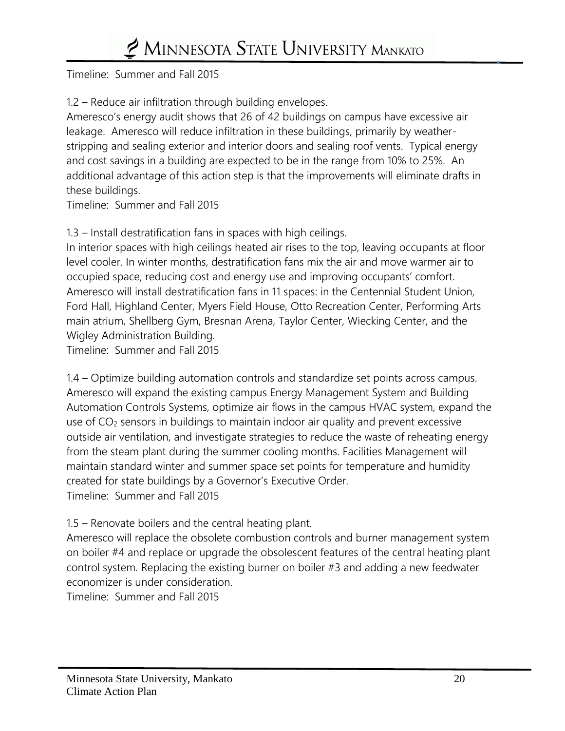Timeline: Summer and Fall 2015

1.2 – Reduce air infiltration through building envelopes.
Ameresco's energy audit shows that 26 of 42 buildings on campus have excessive air leakage. Ameresco will reduce infiltration in these buildings, primarily by weather-stripping and sealing exterior and interior doors and sealing roof vents. Typical energy and cost savings in a building are expected to be in the range from 10% to 25%. An additional advantage of this action step is that the improvements will eliminate drafts in these buildings.
Timeline: Summer and Fall 2015

1.3 – Install destratification fans in spaces with high ceilings.
In interior spaces with high ceilings heated air rises to the top, leaving occupants at floor level cooler. In winter months, destratification fans mix the air and move warmer air to occupied space, reducing cost and energy use and improving occupants' comfort. Ameresco will install destratification fans in 11 spaces: in the Centennial Student Union, Ford Hall, Highland Center, Myers Field House, Otto Recreation Center, Performing Arts main atrium, Shellberg Gym, Bresnan Arena, Taylor Center, Wiecking Center, and the Wigley Administration Building.
Timeline: Summer and Fall 2015

1.4 – Optimize building automation controls and standardize set points across campus.
Ameresco will expand the existing campus Energy Management System and Building Automation Controls Systems, optimize air flows in the campus HVAC system, expand the use of $CO_2$ sensors in buildings to maintain indoor air quality and prevent excessive outside air ventilation, and investigate strategies to reduce the waste of reheating energy from the steam plant during the summer cooling months. Facilities Management will maintain standard winter and summer space set points for temperature and humidity created for state buildings by a Governor's Executive Order.
Timeline: Summer and Fall 2015

1.5 – Renovate boilers and the central heating plant.
Ameresco will replace the obsolete combustion controls and burner management system on boiler #4 and replace or upgrade the obsolescent features of the central heating plant control system. Replacing the existing burner on boiler #3 and adding a new feedwater economizer is under consideration.
Timeline: Summer and Fall 2015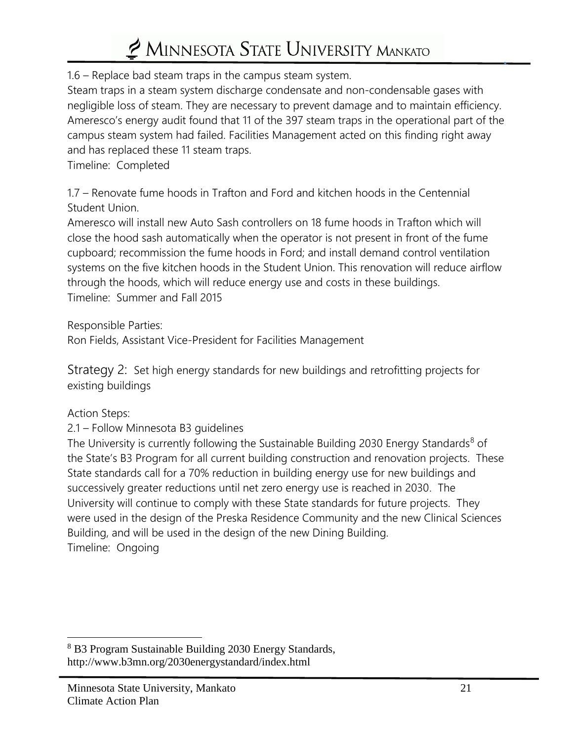1.6 – Replace bad steam traps in the campus steam system.

Steam traps in a steam system discharge condensate and non-condensable gases with negligible loss of steam. They are necessary to prevent damage and to maintain efficiency. Ameresco's energy audit found that 11 of the 397 steam traps in the operational part of the campus steam system had failed. Facilities Management acted on this finding right away and has replaced these 11 steam traps.

Timeline: Completed

1.7 – Renovate fume hoods in Trafton and Ford and kitchen hoods in the Centennial Student Union.

Ameresco will install new Auto Sash controllers on 18 fume hoods in Trafton which will close the hood sash automatically when the operator is not present in front of the fume cupboard; recommission the fume hoods in Ford; and install demand control ventilation systems on the five kitchen hoods in the Student Union. This renovation will reduce airflow through the hoods, which will reduce energy use and costs in these buildings.

Timeline: Summer and Fall 2015

Responsible Parties:

Ron Fields, Assistant Vice-President for Facilities Management

## Strategy 2: Set high energy standards for new buildings and retrofitting projects for existing buildings

Action Steps:

2.1 – Follow Minnesota B3 guidelines

The University is currently following the Sustainable Building 2030 Energy Standards[8] of the State's B3 Program for all current building construction and renovation projects. These State standards call for a 70% reduction in building energy use for new buildings and successively greater reductions until net zero energy use is reached in 2030. The University will continue to comply with these State standards for future projects. They were used in the design of the Preska Residence Community and the new Clinical Sciences Building, and will be used in the design of the new Dining Building.

Timeline: Ongoing

---

[8] B3 Program Sustainable Building 2030 Energy Standards, http://www.b3mn.org/2030energystandard/index.html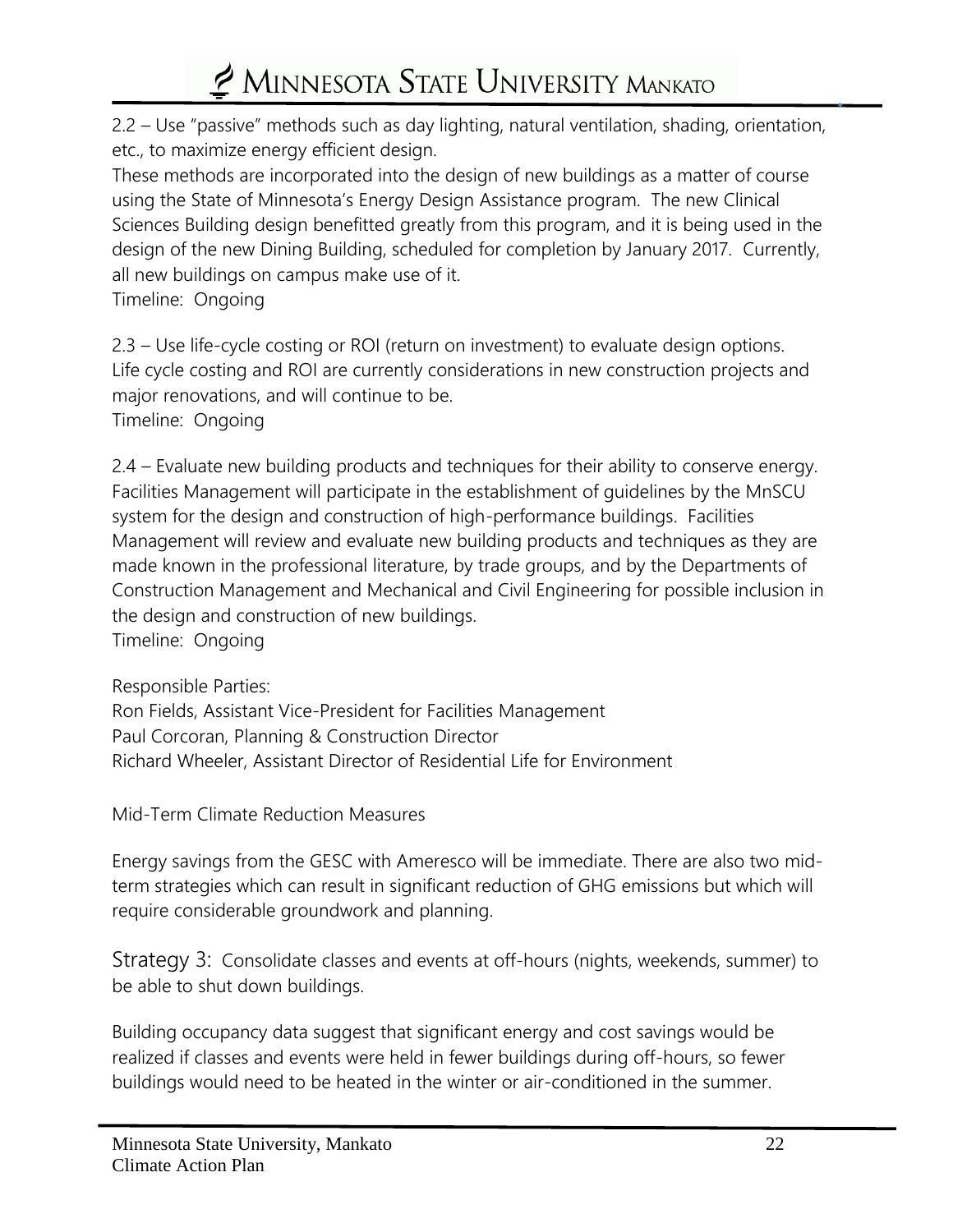2.2 – Use "passive" methods such as day lighting, natural ventilation, shading, orientation, etc., to maximize energy efficient design.
These methods are incorporated into the design of new buildings as a matter of course using the State of Minnesota's Energy Design Assistance program. The new Clinical Sciences Building design benefitted greatly from this program, and it is being used in the design of the new Dining Building, scheduled for completion by January 2017. Currently, all new buildings on campus make use of it.
Timeline: Ongoing

2.3 – Use life-cycle costing or ROI (return on investment) to evaluate design options.
Life cycle costing and ROI are currently considerations in new construction projects and major renovations, and will continue to be.
Timeline: Ongoing

2.4 – Evaluate new building products and techniques for their ability to conserve energy.
Facilities Management will participate in the establishment of guidelines by the MnSCU system for the design and construction of high-performance buildings. Facilities Management will review and evaluate new building products and techniques as they are made known in the professional literature, by trade groups, and by the Departments of Construction Management and Mechanical and Civil Engineering for possible inclusion in the design and construction of new buildings.
Timeline: Ongoing

Responsible Parties:
Ron Fields, Assistant Vice-President for Facilities Management
Paul Corcoran, Planning & Construction Director
Richard Wheeler, Assistant Director of Residential Life for Environment

Mid-Term Climate Reduction Measures

Energy savings from the GESC with Ameresco will be immediate. There are also two mid-term strategies which can result in significant reduction of GHG emissions but which will require considerable groundwork and planning.

## Strategy 3: Consolidate classes and events at off-hours (nights, weekends, summer) to be able to shut down buildings.

Building occupancy data suggest that significant energy and cost savings would be realized if classes and events were held in fewer buildings during off-hours, so fewer buildings would need to be heated in the winter or air-conditioned in the summer.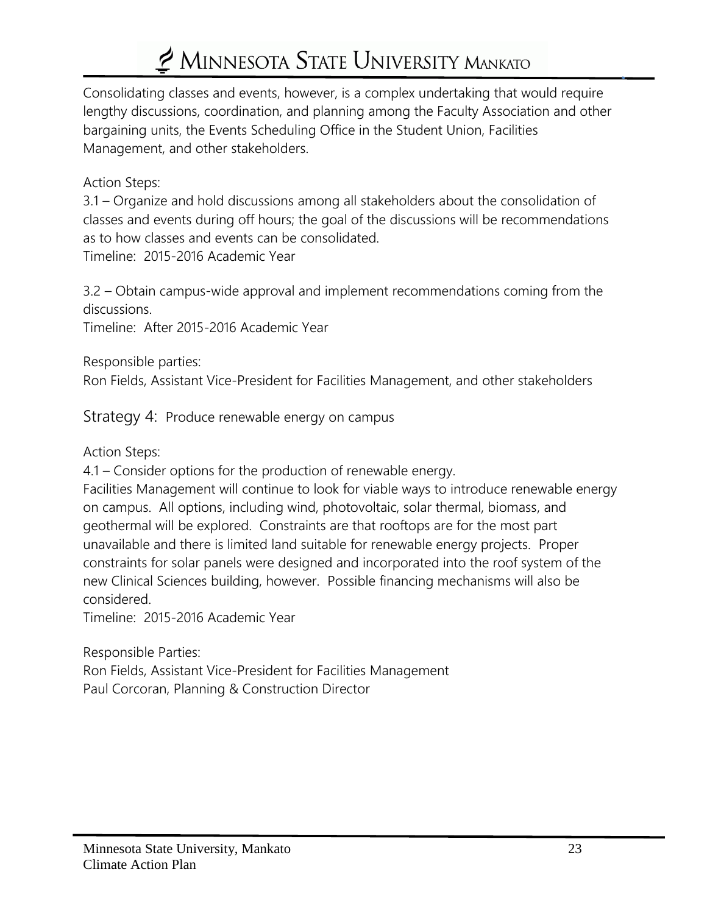Consolidating classes and events, however, is a complex undertaking that would require lengthy discussions, coordination, and planning among the Faculty Association and other bargaining units, the Events Scheduling Office in the Student Union, Facilities Management, and other stakeholders.

Action Steps:

3.1 – Organize and hold discussions among all stakeholders about the consolidation of classes and events during off hours; the goal of the discussions will be recommendations as to how classes and events can be consolidated.
Timeline: 2015-2016 Academic Year

3.2 – Obtain campus-wide approval and implement recommendations coming from the discussions.
Timeline: After 2015-2016 Academic Year

Responsible parties:
Ron Fields, Assistant Vice-President for Facilities Management, and other stakeholders

## Strategy 4: Produce renewable energy on campus

Action Steps:

4.1 – Consider options for the production of renewable energy.
Facilities Management will continue to look for viable ways to introduce renewable energy on campus. All options, including wind, photovoltaic, solar thermal, biomass, and geothermal will be explored. Constraints are that rooftops are for the most part unavailable and there is limited land suitable for renewable energy projects. Proper constraints for solar panels were designed and incorporated into the roof system of the new Clinical Sciences building, however. Possible financing mechanisms will also be considered.
Timeline: 2015-2016 Academic Year

Responsible Parties:
Ron Fields, Assistant Vice-President for Facilities Management
Paul Corcoran, Planning & Construction Director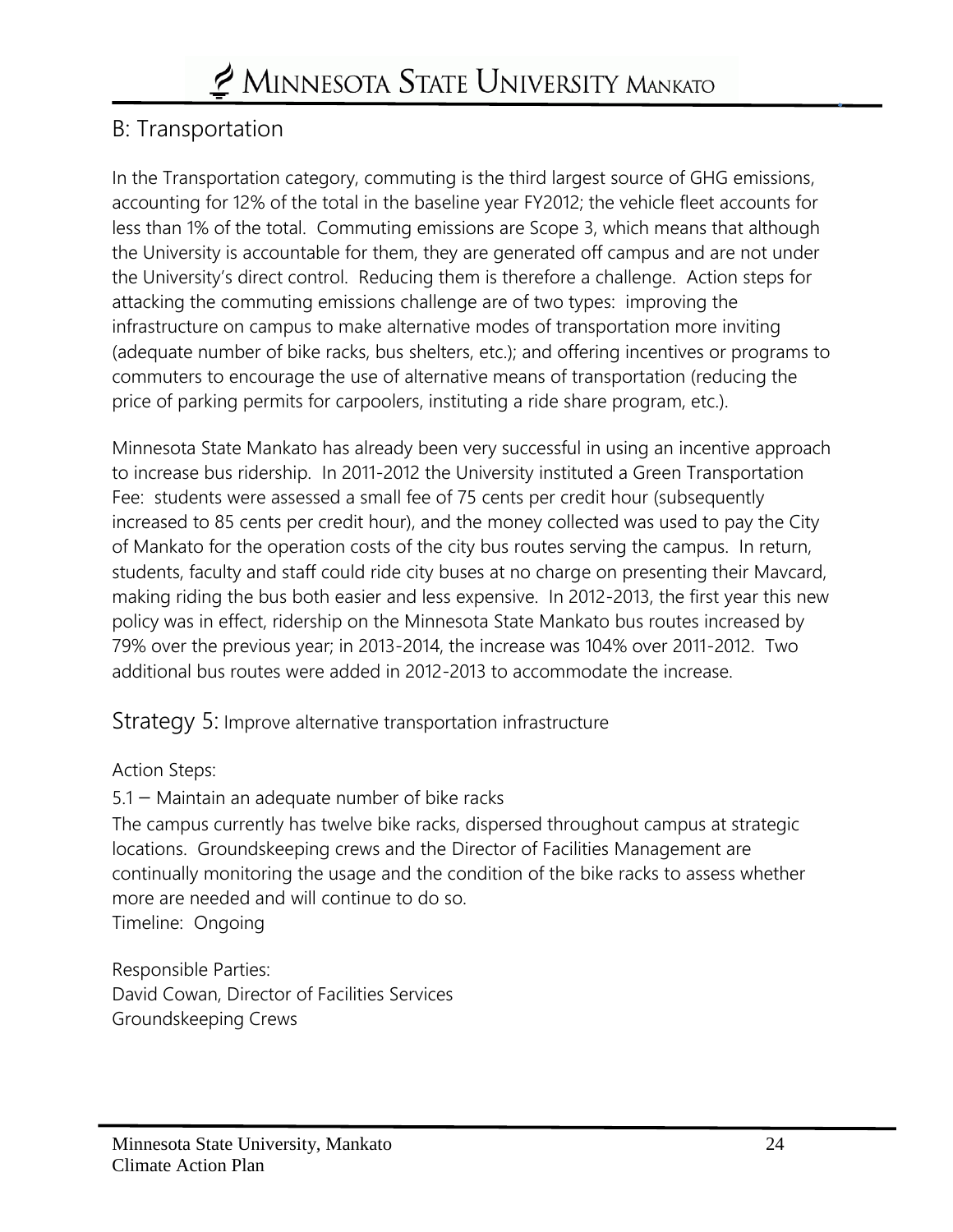## B: Transportation

In the Transportation category, commuting is the third largest source of GHG emissions, accounting for 12% of the total in the baseline year FY2012; the vehicle fleet accounts for less than 1% of the total. Commuting emissions are Scope 3, which means that although the University is accountable for them, they are generated off campus and are not under the University's direct control. Reducing them is therefore a challenge. Action steps for attacking the commuting emissions challenge are of two types: improving the infrastructure on campus to make alternative modes of transportation more inviting (adequate number of bike racks, bus shelters, etc.); and offering incentives or programs to commuters to encourage the use of alternative means of transportation (reducing the price of parking permits for carpoolers, instituting a ride share program, etc.).

Minnesota State Mankato has already been very successful in using an incentive approach to increase bus ridership. In 2011-2012 the University instituted a Green Transportation Fee: students were assessed a small fee of 75 cents per credit hour (subsequently increased to 85 cents per credit hour), and the money collected was used to pay the City of Mankato for the operation costs of the city bus routes serving the campus. In return, students, faculty and staff could ride city buses at no charge on presenting their Mavcard, making riding the bus both easier and less expensive. In 2012-2013, the first year this new policy was in effect, ridership on the Minnesota State Mankato bus routes increased by 79% over the previous year; in 2013-2014, the increase was 104% over 2011-2012. Two additional bus routes were added in 2012-2013 to accommodate the increase.

### Strategy 5: Improve alternative transportation infrastructure

Action Steps:

5.1 – Maintain an adequate number of bike racks

The campus currently has twelve bike racks, dispersed throughout campus at strategic locations. Groundskeeping crews and the Director of Facilities Management are continually monitoring the usage and the condition of the bike racks to assess whether more are needed and will continue to do so.

Timeline: Ongoing

Responsible Parties:
David Cowan, Director of Facilities Services
Groundskeeping Crews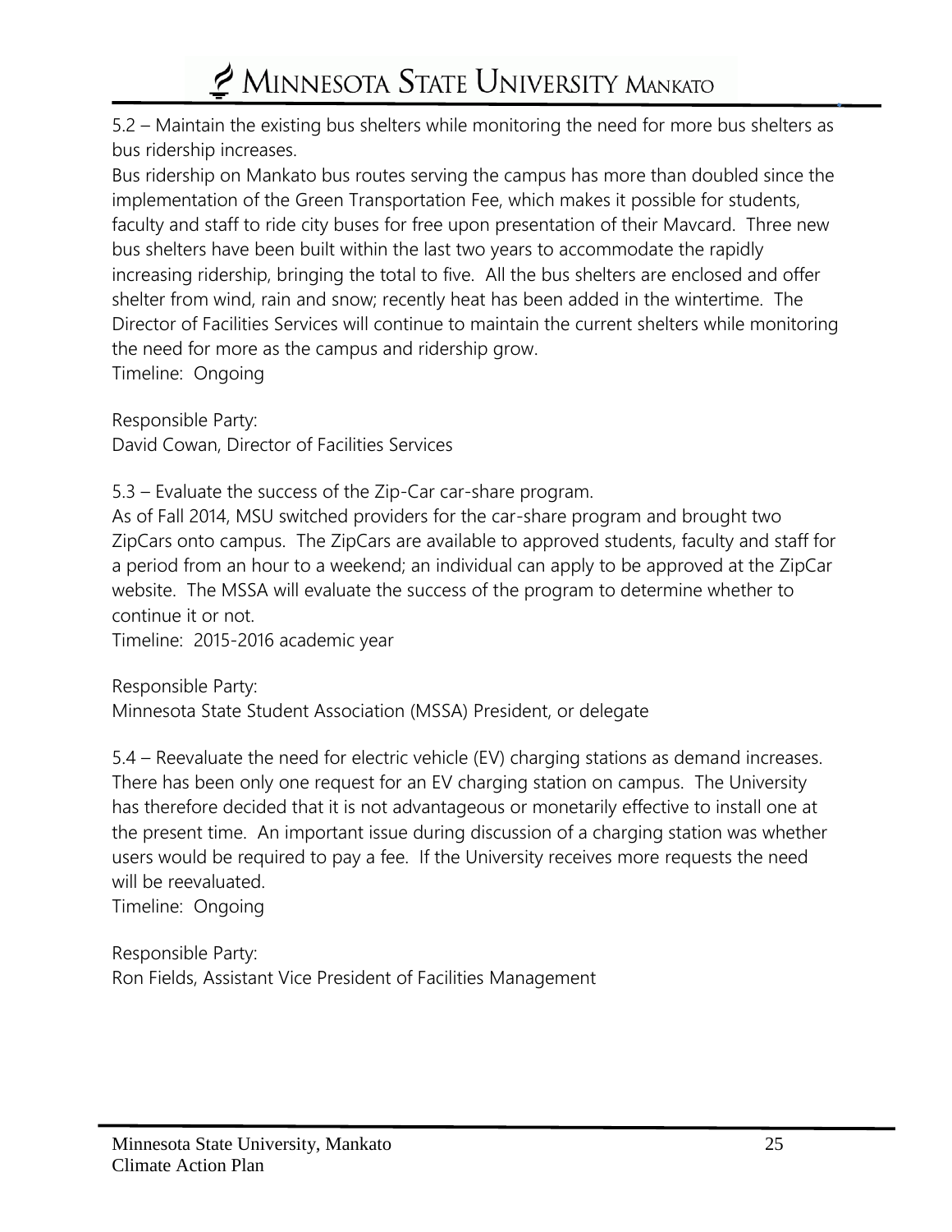5.2 – Maintain the existing bus shelters while monitoring the need for more bus shelters as bus ridership increases.

Bus ridership on Mankato bus routes serving the campus has more than doubled since the implementation of the Green Transportation Fee, which makes it possible for students, faculty and staff to ride city buses for free upon presentation of their Mavcard. Three new bus shelters have been built within the last two years to accommodate the rapidly increasing ridership, bringing the total to five. All the bus shelters are enclosed and offer shelter from wind, rain and snow; recently heat has been added in the wintertime. The Director of Facilities Services will continue to maintain the current shelters while monitoring the need for more as the campus and ridership grow.

Timeline: Ongoing

Responsible Party:
David Cowan, Director of Facilities Services

5.3 – Evaluate the success of the Zip-Car car-share program.

As of Fall 2014, MSU switched providers for the car-share program and brought two ZipCars onto campus. The ZipCars are available to approved students, faculty and staff for a period from an hour to a weekend; an individual can apply to be approved at the ZipCar website. The MSSA will evaluate the success of the program to determine whether to continue it or not.

Timeline: 2015-2016 academic year

Responsible Party:
Minnesota State Student Association (MSSA) President, or delegate

5.4 – Reevaluate the need for electric vehicle (EV) charging stations as demand increases.

There has been only one request for an EV charging station on campus. The University has therefore decided that it is not advantageous or monetarily effective to install one at the present time. An important issue during discussion of a charging station was whether users would be required to pay a fee. If the University receives more requests the need will be reevaluated.

Timeline: Ongoing

Responsible Party:
Ron Fields, Assistant Vice President of Facilities Management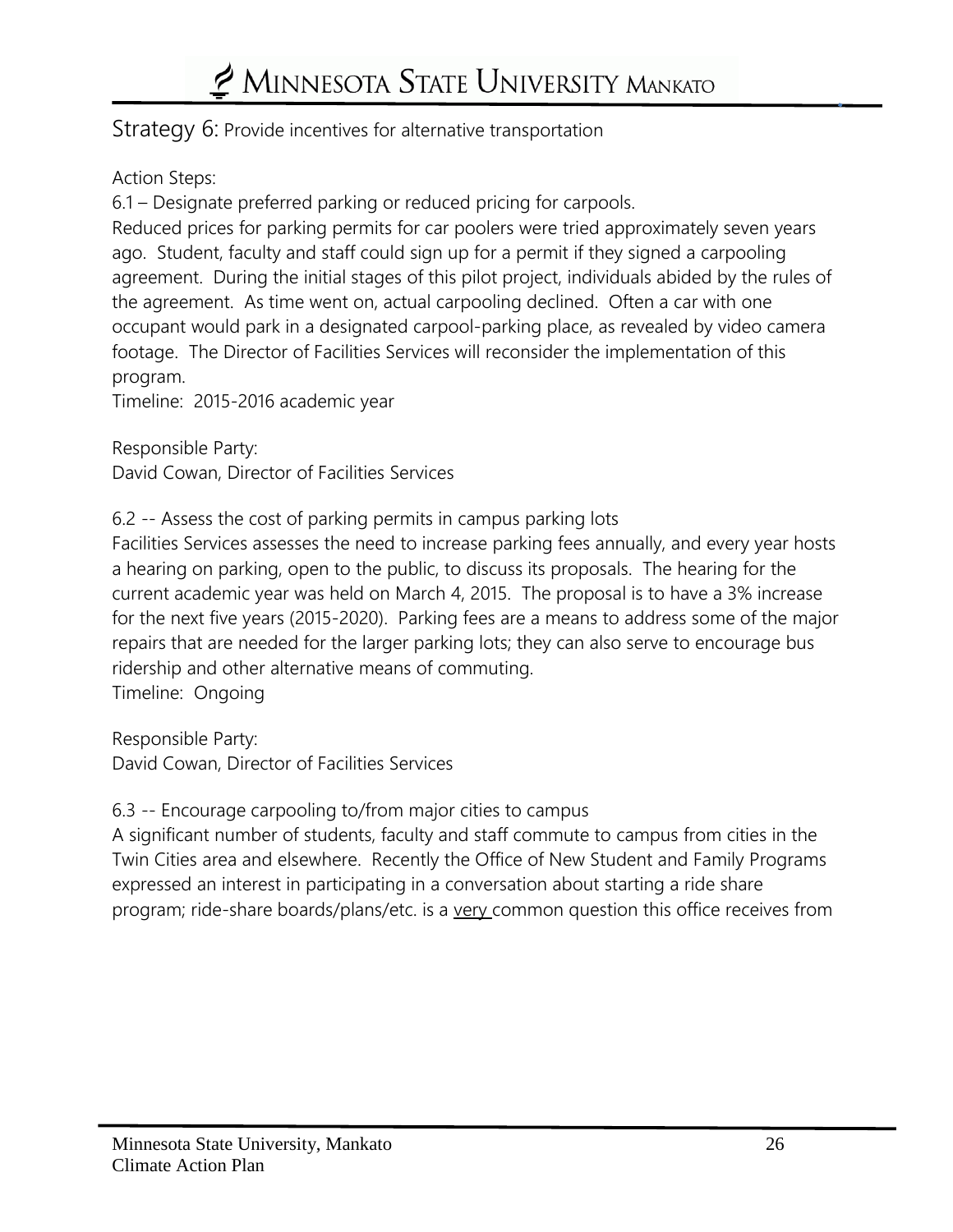## Strategy 6: Provide incentives for alternative transportation

Action Steps:

6.1 – Designate preferred parking or reduced pricing for carpools.

Reduced prices for parking permits for car poolers were tried approximately seven years ago. Student, faculty and staff could sign up for a permit if they signed a carpooling agreement. During the initial stages of this pilot project, individuals abided by the rules of the agreement. As time went on, actual carpooling declined. Often a car with one occupant would park in a designated carpool-parking place, as revealed by video camera footage. The Director of Facilities Services will reconsider the implementation of this program.

Timeline: 2015-2016 academic year

Responsible Party:
David Cowan, Director of Facilities Services

6.2 -- Assess the cost of parking permits in campus parking lots

Facilities Services assesses the need to increase parking fees annually, and every year hosts a hearing on parking, open to the public, to discuss its proposals. The hearing for the current academic year was held on March 4, 2015. The proposal is to have a 3% increase for the next five years (2015-2020). Parking fees are a means to address some of the major repairs that are needed for the larger parking lots; they can also serve to encourage bus ridership and other alternative means of commuting.

Timeline: Ongoing

Responsible Party:
David Cowan, Director of Facilities Services

6.3 -- Encourage carpooling to/from major cities to campus

A significant number of students, faculty and staff commute to campus from cities in the Twin Cities area and elsewhere. Recently the Office of New Student and Family Programs expressed an interest in participating in a conversation about starting a ride share program; ride-share boards/plans/etc. is a very common question this office receives from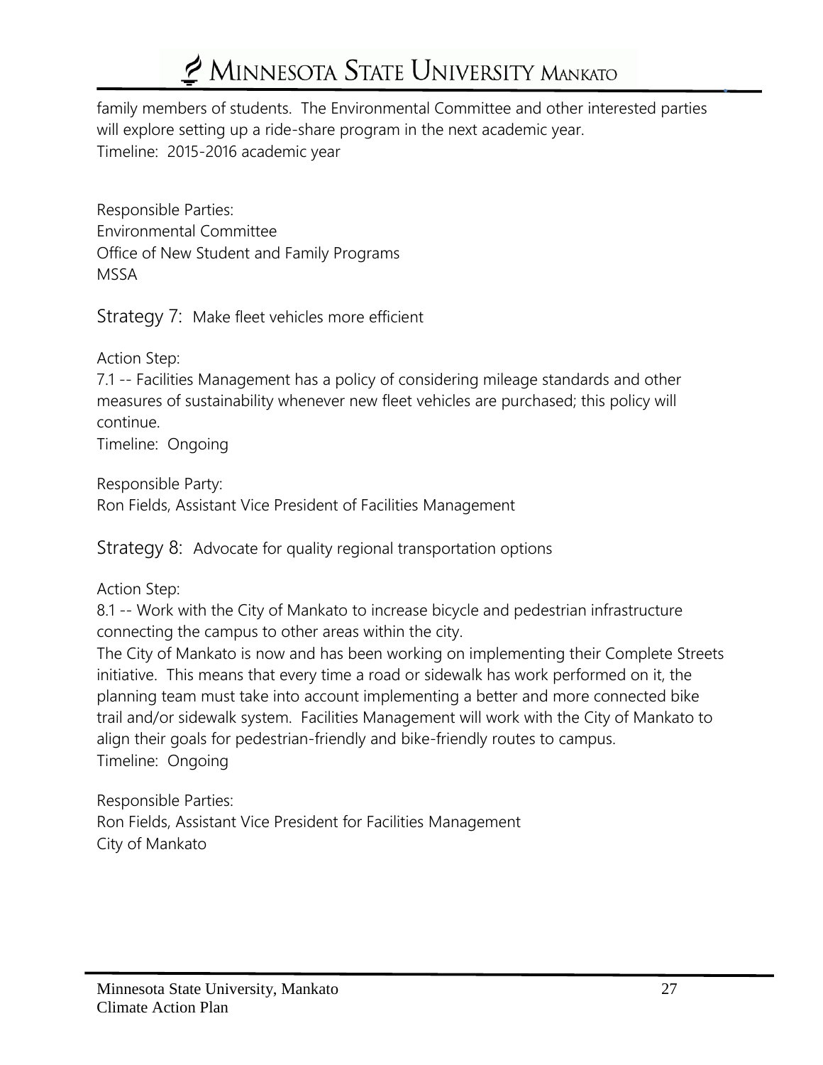family members of students. The Environmental Committee and other interested parties will explore setting up a ride-share program in the next academic year.
Timeline: 2015-2016 academic year

Responsible Parties:
Environmental Committee
Office of New Student and Family Programs
MSSA

## Strategy 7: Make fleet vehicles more efficient

Action Step:
7.1 -- Facilities Management has a policy of considering mileage standards and other measures of sustainability whenever new fleet vehicles are purchased; this policy will continue.
Timeline: Ongoing

Responsible Party:
Ron Fields, Assistant Vice President of Facilities Management

## Strategy 8: Advocate for quality regional transportation options

Action Step:
8.1 -- Work with the City of Mankato to increase bicycle and pedestrian infrastructure connecting the campus to other areas within the city.
The City of Mankato is now and has been working on implementing their Complete Streets initiative. This means that every time a road or sidewalk has work performed on it, the planning team must take into account implementing a better and more connected bike trail and/or sidewalk system. Facilities Management will work with the City of Mankato to align their goals for pedestrian-friendly and bike-friendly routes to campus.
Timeline: Ongoing

Responsible Parties:
Ron Fields, Assistant Vice President for Facilities Management
City of Mankato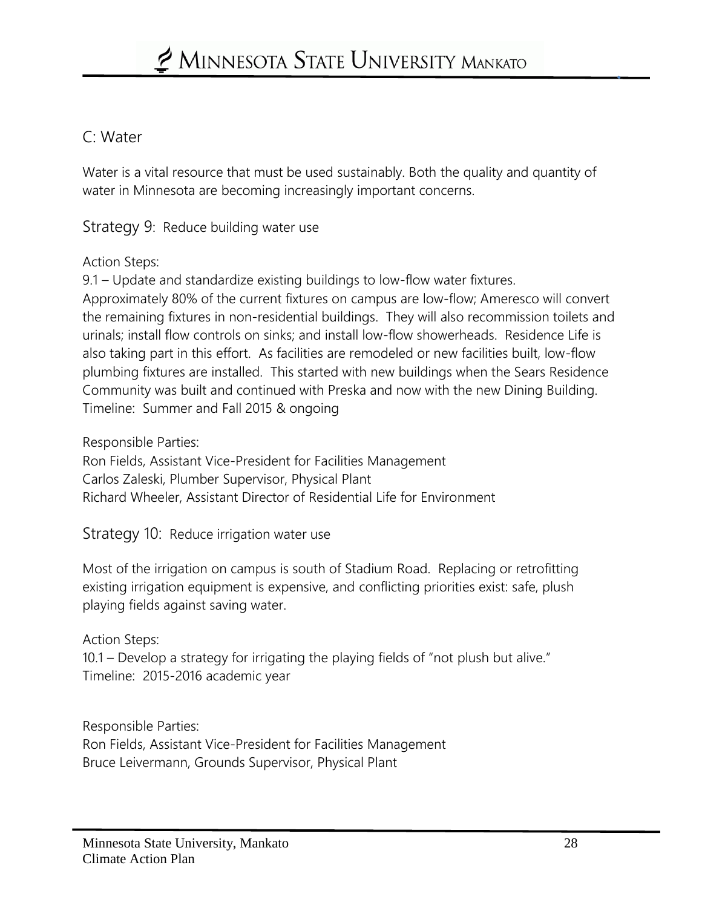## C: Water

Water is a vital resource that must be used sustainably. Both the quality and quantity of water in Minnesota are becoming increasingly important concerns.

### Strategy 9: Reduce building water use

Action Steps:

9.1 – Update and standardize existing buildings to low-flow water fixtures. Approximately 80% of the current fixtures on campus are low-flow; Ameresco will convert the remaining fixtures in non-residential buildings. They will also recommission toilets and urinals; install flow controls on sinks; and install low-flow showerheads. Residence Life is also taking part in this effort. As facilities are remodeled or new facilities built, low-flow plumbing fixtures are installed. This started with new buildings when the Sears Residence Community was built and continued with Preska and now with the new Dining Building.
Timeline: Summer and Fall 2015 & ongoing

Responsible Parties:
Ron Fields, Assistant Vice-President for Facilities Management
Carlos Zaleski, Plumber Supervisor, Physical Plant
Richard Wheeler, Assistant Director of Residential Life for Environment

### Strategy 10: Reduce irrigation water use

Most of the irrigation on campus is south of Stadium Road. Replacing or retrofitting existing irrigation equipment is expensive, and conflicting priorities exist: safe, plush playing fields against saving water.

Action Steps:

10.1 – Develop a strategy for irrigating the playing fields of "not plush but alive."
Timeline: 2015-2016 academic year

Responsible Parties:
Ron Fields, Assistant Vice-President for Facilities Management
Bruce Leivermann, Grounds Supervisor, Physical Plant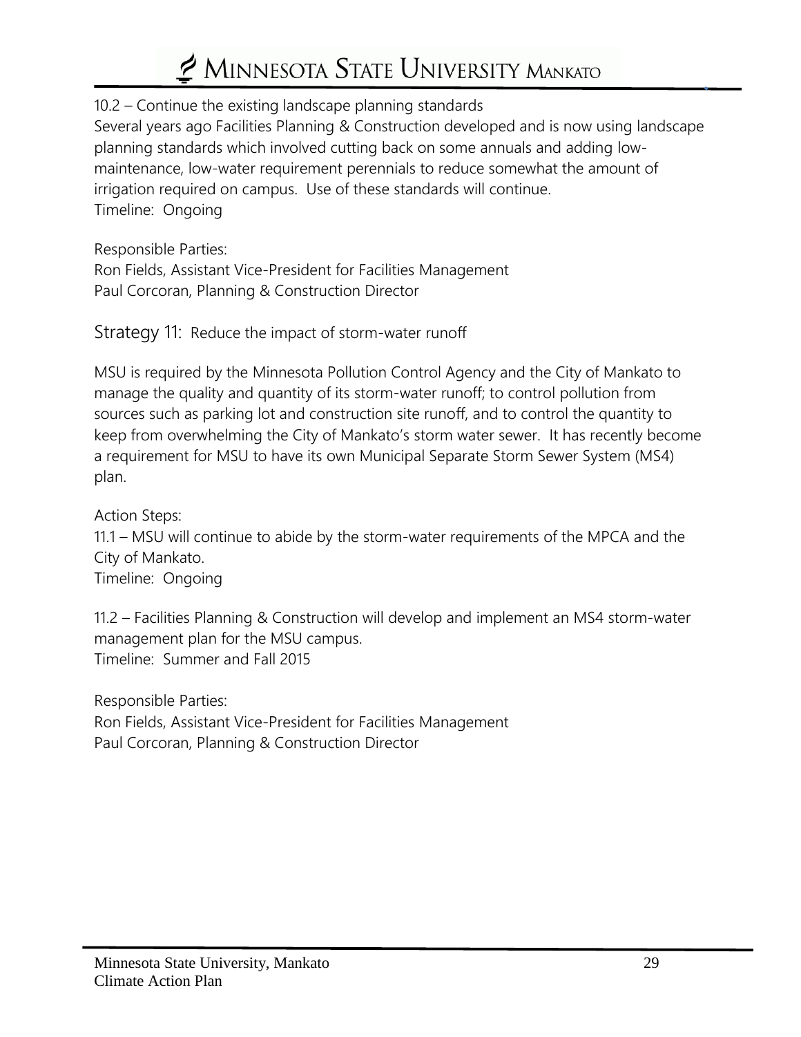10.2 – Continue the existing landscape planning standards
Several years ago Facilities Planning & Construction developed and is now using landscape planning standards which involved cutting back on some annuals and adding low-maintenance, low-water requirement perennials to reduce somewhat the amount of irrigation required on campus. Use of these standards will continue.
Timeline: Ongoing

Responsible Parties:
Ron Fields, Assistant Vice-President for Facilities Management
Paul Corcoran, Planning & Construction Director

## Strategy 11: Reduce the impact of storm-water runoff

MSU is required by the Minnesota Pollution Control Agency and the City of Mankato to manage the quality and quantity of its storm-water runoff; to control pollution from sources such as parking lot and construction site runoff, and to control the quantity to keep from overwhelming the City of Mankato's storm water sewer. It has recently become a requirement for MSU to have its own Municipal Separate Storm Sewer System (MS4) plan.

Action Steps:
11.1 – MSU will continue to abide by the storm-water requirements of the MPCA and the City of Mankato.
Timeline: Ongoing

11.2 – Facilities Planning & Construction will develop and implement an MS4 storm-water management plan for the MSU campus.
Timeline: Summer and Fall 2015

Responsible Parties:
Ron Fields, Assistant Vice-President for Facilities Management
Paul Corcoran, Planning & Construction Director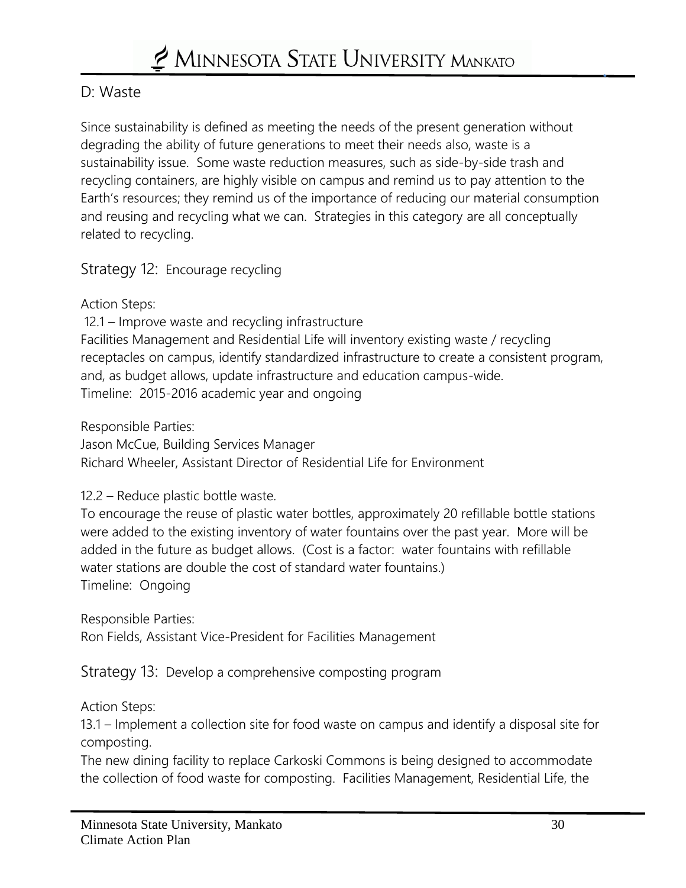## D: Waste

Since sustainability is defined as meeting the needs of the present generation without degrading the ability of future generations to meet their needs also, waste is a sustainability issue. Some waste reduction measures, such as side-by-side trash and recycling containers, are highly visible on campus and remind us to pay attention to the Earth's resources; they remind us of the importance of reducing our material consumption and reusing and recycling what we can. Strategies in this category are all conceptually related to recycling.

### Strategy 12: Encourage recycling

Action Steps:

12.1 – Improve waste and recycling infrastructure
Facilities Management and Residential Life will inventory existing waste / recycling receptacles on campus, identify standardized infrastructure to create a consistent program, and, as budget allows, update infrastructure and education campus-wide.
Timeline: 2015-2016 academic year and ongoing

Responsible Parties:
Jason McCue, Building Services Manager
Richard Wheeler, Assistant Director of Residential Life for Environment

12.2 – Reduce plastic bottle waste.
To encourage the reuse of plastic water bottles, approximately 20 refillable bottle stations were added to the existing inventory of water fountains over the past year. More will be added in the future as budget allows. (Cost is a factor: water fountains with refillable water stations are double the cost of standard water fountains.)
Timeline: Ongoing

Responsible Parties:
Ron Fields, Assistant Vice-President for Facilities Management

### Strategy 13: Develop a comprehensive composting program

Action Steps:

13.1 – Implement a collection site for food waste on campus and identify a disposal site for composting.
The new dining facility to replace Carkoski Commons is being designed to accommodate the collection of food waste for composting. Facilities Management, Residential Life, the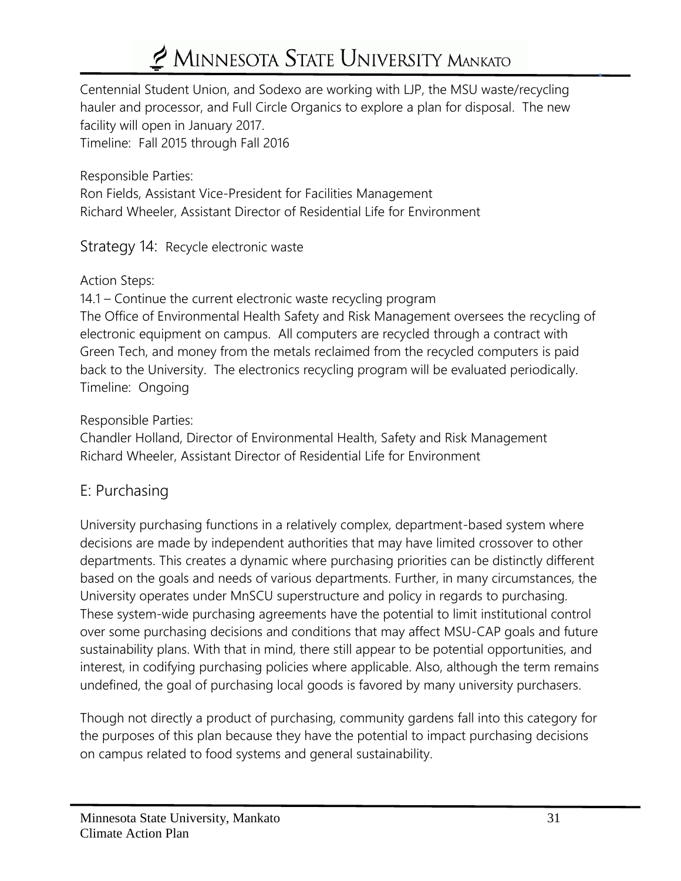Centennial Student Union, and Sodexo are working with LJP, the MSU waste/recycling hauler and processor, and Full Circle Organics to explore a plan for disposal. The new facility will open in January 2017.
Timeline: Fall 2015 through Fall 2016

Responsible Parties:
Ron Fields, Assistant Vice-President for Facilities Management
Richard Wheeler, Assistant Director of Residential Life for Environment

### Strategy 14: Recycle electronic waste

Action Steps:
14.1 – Continue the current electronic waste recycling program
The Office of Environmental Health Safety and Risk Management oversees the recycling of electronic equipment on campus. All computers are recycled through a contract with Green Tech, and money from the metals reclaimed from the recycled computers is paid back to the University. The electronics recycling program will be evaluated periodically.
Timeline: Ongoing

Responsible Parties:
Chandler Holland, Director of Environmental Health, Safety and Risk Management
Richard Wheeler, Assistant Director of Residential Life for Environment

## E: Purchasing

University purchasing functions in a relatively complex, department-based system where decisions are made by independent authorities that may have limited crossover to other departments. This creates a dynamic where purchasing priorities can be distinctly different based on the goals and needs of various departments. Further, in many circumstances, the University operates under MnSCU superstructure and policy in regards to purchasing. These system-wide purchasing agreements have the potential to limit institutional control over some purchasing decisions and conditions that may affect MSU-CAP goals and future sustainability plans. With that in mind, there still appear to be potential opportunities, and interest, in codifying purchasing policies where applicable. Also, although the term remains undefined, the goal of purchasing local goods is favored by many university purchasers.

Though not directly a product of purchasing, community gardens fall into this category for the purposes of this plan because they have the potential to impact purchasing decisions on campus related to food systems and general sustainability.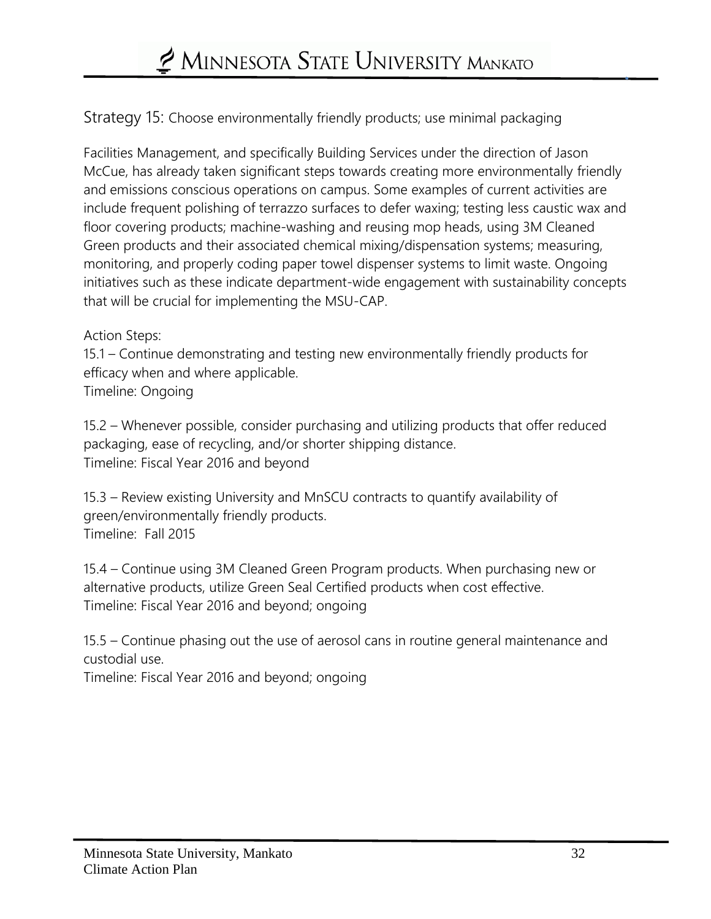## Strategy 15: Choose environmentally friendly products; use minimal packaging

Facilities Management, and specifically Building Services under the direction of Jason McCue, has already taken significant steps towards creating more environmentally friendly and emissions conscious operations on campus. Some examples of current activities are include frequent polishing of terrazzo surfaces to defer waxing; testing less caustic wax and floor covering products; machine-washing and reusing mop heads, using 3M Cleaned Green products and their associated chemical mixing/dispensation systems; measuring, monitoring, and properly coding paper towel dispenser systems to limit waste. Ongoing initiatives such as these indicate department-wide engagement with sustainability concepts that will be crucial for implementing the MSU-CAP.

Action Steps:

15.1 – Continue demonstrating and testing new environmentally friendly products for efficacy when and where applicable.
Timeline: Ongoing

15.2 – Whenever possible, consider purchasing and utilizing products that offer reduced packaging, ease of recycling, and/or shorter shipping distance.
Timeline: Fiscal Year 2016 and beyond

15.3 – Review existing University and MnSCU contracts to quantify availability of green/environmentally friendly products.
Timeline: Fall 2015

15.4 – Continue using 3M Cleaned Green Program products. When purchasing new or alternative products, utilize Green Seal Certified products when cost effective.
Timeline: Fiscal Year 2016 and beyond; ongoing

15.5 – Continue phasing out the use of aerosol cans in routine general maintenance and custodial use.
Timeline: Fiscal Year 2016 and beyond; ongoing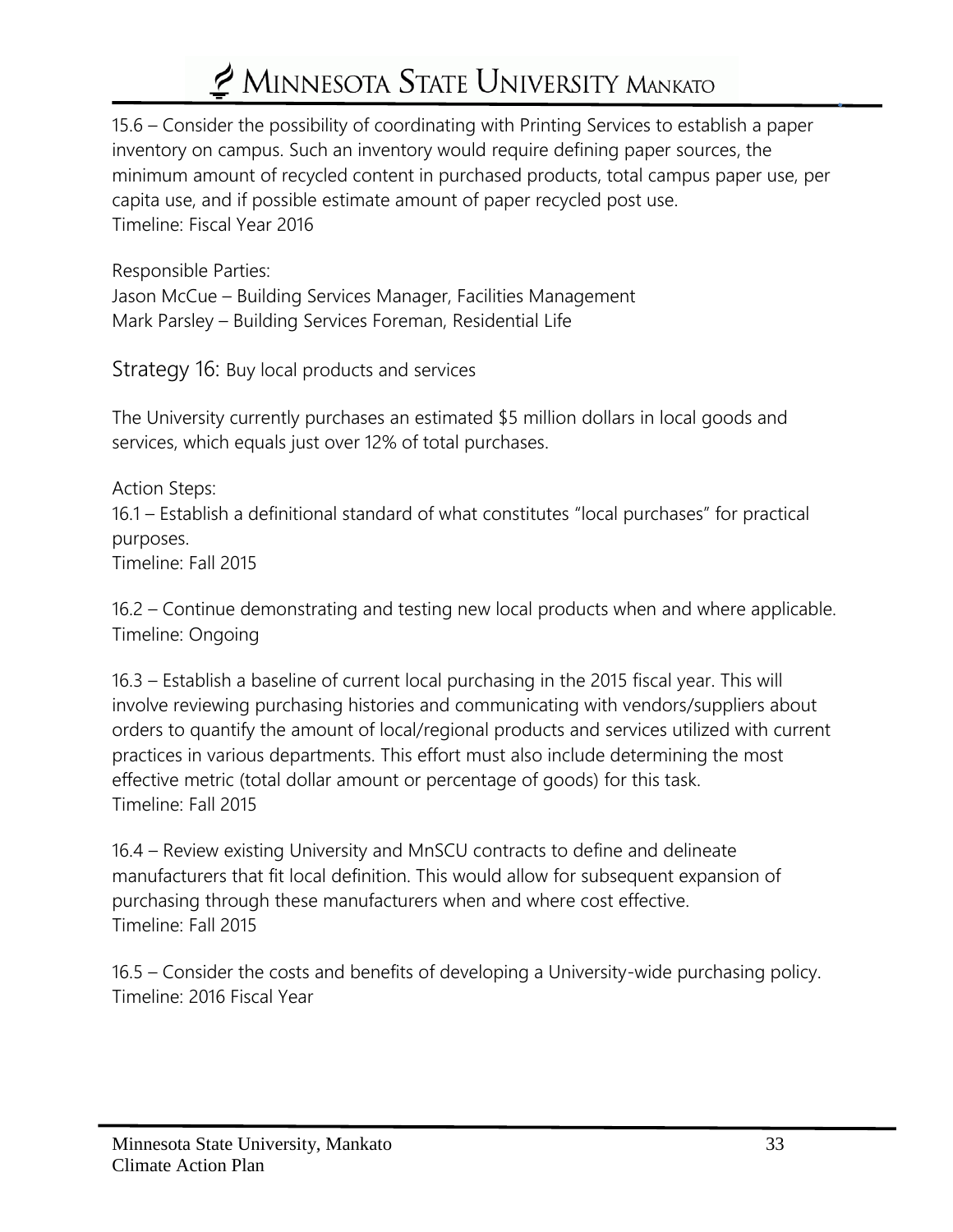15.6 – Consider the possibility of coordinating with Printing Services to establish a paper inventory on campus. Such an inventory would require defining paper sources, the minimum amount of recycled content in purchased products, total campus paper use, per capita use, and if possible estimate amount of paper recycled post use.
Timeline: Fiscal Year 2016

Responsible Parties:
Jason McCue – Building Services Manager, Facilities Management
Mark Parsley – Building Services Foreman, Residential Life

## Strategy 16: Buy local products and services

The University currently purchases an estimated $5 million dollars in local goods and services, which equals just over 12% of total purchases.

Action Steps:
16.1 – Establish a definitional standard of what constitutes "local purchases" for practical purposes.
Timeline: Fall 2015

16.2 – Continue demonstrating and testing new local products when and where applicable.
Timeline: Ongoing

16.3 – Establish a baseline of current local purchasing in the 2015 fiscal year. This will involve reviewing purchasing histories and communicating with vendors/suppliers about orders to quantify the amount of local/regional products and services utilized with current practices in various departments. This effort must also include determining the most effective metric (total dollar amount or percentage of goods) for this task.
Timeline: Fall 2015

16.4 – Review existing University and MnSCU contracts to define and delineate manufacturers that fit local definition. This would allow for subsequent expansion of purchasing through these manufacturers when and where cost effective.
Timeline: Fall 2015

16.5 – Consider the costs and benefits of developing a University-wide purchasing policy.
Timeline: 2016 Fiscal Year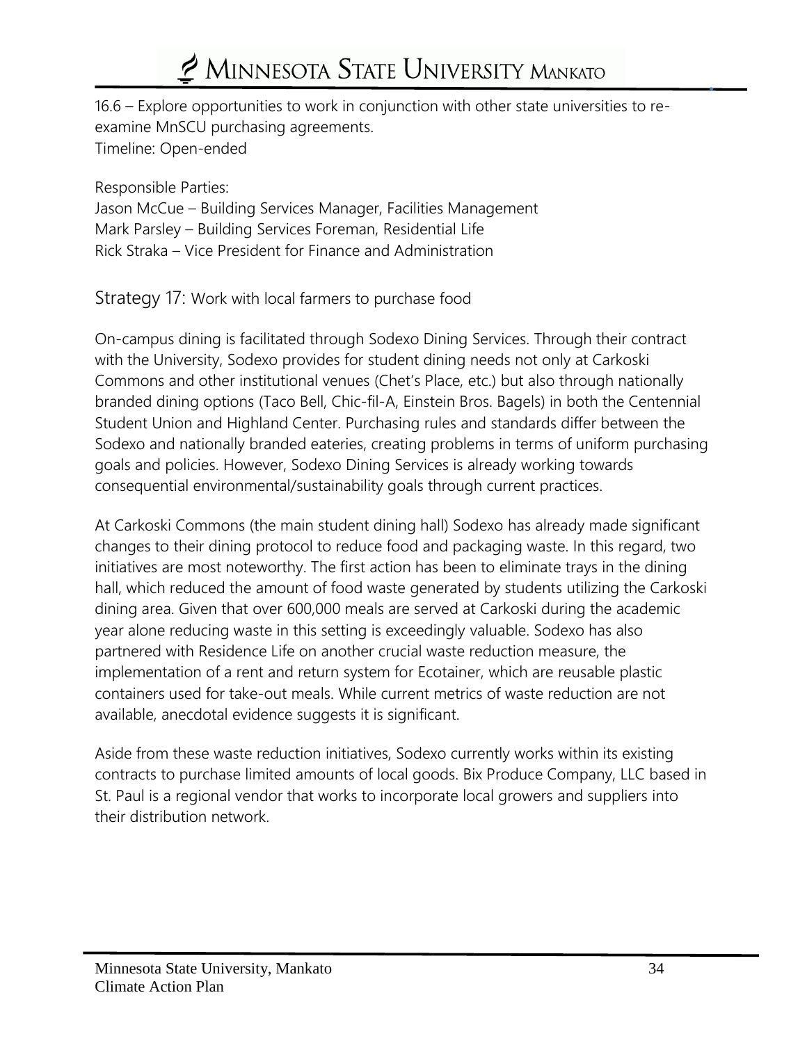16.6 – Explore opportunities to work in conjunction with other state universities to re-examine MnSCU purchasing agreements.
Timeline: Open-ended

Responsible Parties:
Jason McCue – Building Services Manager, Facilities Management
Mark Parsley – Building Services Foreman, Residential Life
Rick Straka – Vice President for Finance and Administration

## Strategy 17: Work with local farmers to purchase food

On-campus dining is facilitated through Sodexo Dining Services. Through their contract with the University, Sodexo provides for student dining needs not only at Carkoski Commons and other institutional venues (Chet's Place, etc.) but also through nationally branded dining options (Taco Bell, Chic-fil-A, Einstein Bros. Bagels) in both the Centennial Student Union and Highland Center. Purchasing rules and standards differ between the Sodexo and nationally branded eateries, creating problems in terms of uniform purchasing goals and policies. However, Sodexo Dining Services is already working towards consequential environmental/sustainability goals through current practices.

At Carkoski Commons (the main student dining hall) Sodexo has already made significant changes to their dining protocol to reduce food and packaging waste. In this regard, two initiatives are most noteworthy. The first action has been to eliminate trays in the dining hall, which reduced the amount of food waste generated by students utilizing the Carkoski dining area. Given that over 600,000 meals are served at Carkoski during the academic year alone reducing waste in this setting is exceedingly valuable. Sodexo has also partnered with Residence Life on another crucial waste reduction measure, the implementation of a rent and return system for Ecotainer, which are reusable plastic containers used for take-out meals. While current metrics of waste reduction are not available, anecdotal evidence suggests it is significant.

Aside from these waste reduction initiatives, Sodexo currently works within its existing contracts to purchase limited amounts of local goods. Bix Produce Company, LLC based in St. Paul is a regional vendor that works to incorporate local growers and suppliers into their distribution network.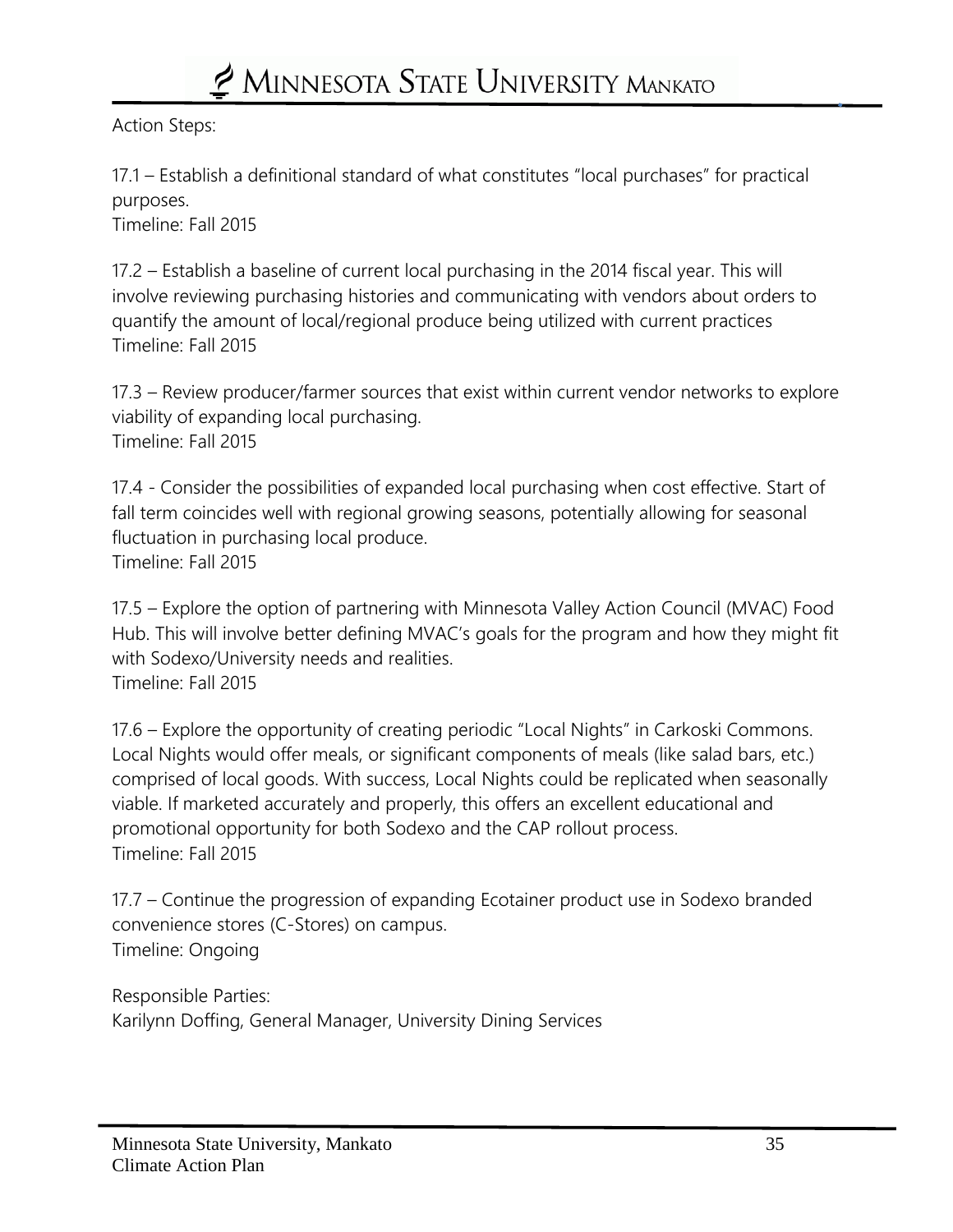Action Steps:

17.1 – Establish a definitional standard of what constitutes "local purchases" for practical purposes.
Timeline: Fall 2015

17.2 – Establish a baseline of current local purchasing in the 2014 fiscal year. This will involve reviewing purchasing histories and communicating with vendors about orders to quantify the amount of local/regional produce being utilized with current practices
Timeline: Fall 2015

17.3 – Review producer/farmer sources that exist within current vendor networks to explore viability of expanding local purchasing.
Timeline: Fall 2015

17.4 - Consider the possibilities of expanded local purchasing when cost effective. Start of fall term coincides well with regional growing seasons, potentially allowing for seasonal fluctuation in purchasing local produce.
Timeline: Fall 2015

17.5 – Explore the option of partnering with Minnesota Valley Action Council (MVAC) Food Hub. This will involve better defining MVAC's goals for the program and how they might fit with Sodexo/University needs and realities.
Timeline: Fall 2015

17.6 – Explore the opportunity of creating periodic "Local Nights" in Carkoski Commons. Local Nights would offer meals, or significant components of meals (like salad bars, etc.) comprised of local goods. With success, Local Nights could be replicated when seasonally viable. If marketed accurately and properly, this offers an excellent educational and promotional opportunity for both Sodexo and the CAP rollout process.
Timeline: Fall 2015

17.7 – Continue the progression of expanding Ecotainer product use in Sodexo branded convenience stores (C-Stores) on campus.
Timeline: Ongoing

Responsible Parties:
Karilynn Doffing, General Manager, University Dining Services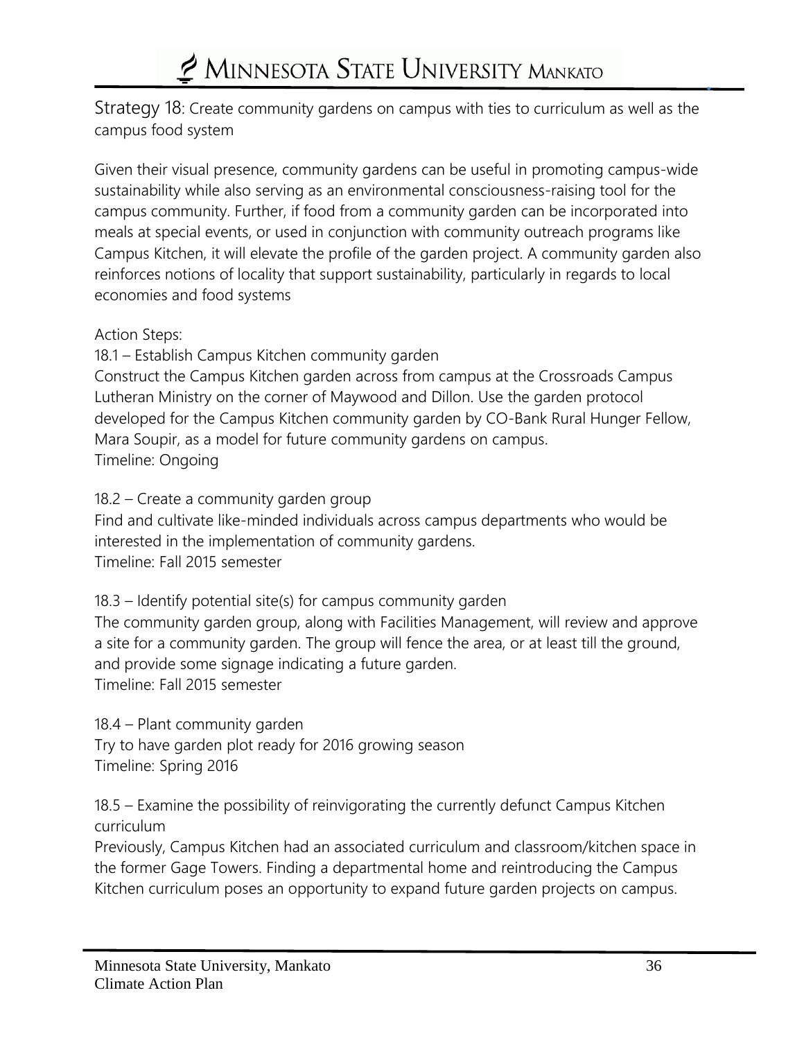## Strategy 18: Create community gardens on campus with ties to curriculum as well as the campus food system

Given their visual presence, community gardens can be useful in promoting campus-wide sustainability while also serving as an environmental consciousness-raising tool for the campus community. Further, if food from a community garden can be incorporated into meals at special events, or used in conjunction with community outreach programs like Campus Kitchen, it will elevate the profile of the garden project. A community garden also reinforces notions of locality that support sustainability, particularly in regards to local economies and food systems

Action Steps:

18.1 – Establish Campus Kitchen community garden
Construct the Campus Kitchen garden across from campus at the Crossroads Campus Lutheran Ministry on the corner of Maywood and Dillon. Use the garden protocol developed for the Campus Kitchen community garden by CO-Bank Rural Hunger Fellow, Mara Soupir, as a model for future community gardens on campus.
Timeline: Ongoing

18.2 – Create a community garden group
Find and cultivate like-minded individuals across campus departments who would be interested in the implementation of community gardens.
Timeline: Fall 2015 semester

18.3 – Identify potential site(s) for campus community garden
The community garden group, along with Facilities Management, will review and approve a site for a community garden. The group will fence the area, or at least till the ground, and provide some signage indicating a future garden.
Timeline: Fall 2015 semester

18.4 – Plant community garden
Try to have garden plot ready for 2016 growing season
Timeline: Spring 2016

18.5 – Examine the possibility of reinvigorating the currently defunct Campus Kitchen curriculum
Previously, Campus Kitchen had an associated curriculum and classroom/kitchen space in the former Gage Towers. Finding a departmental home and reintroducing the Campus Kitchen curriculum poses an opportunity to expand future garden projects on campus.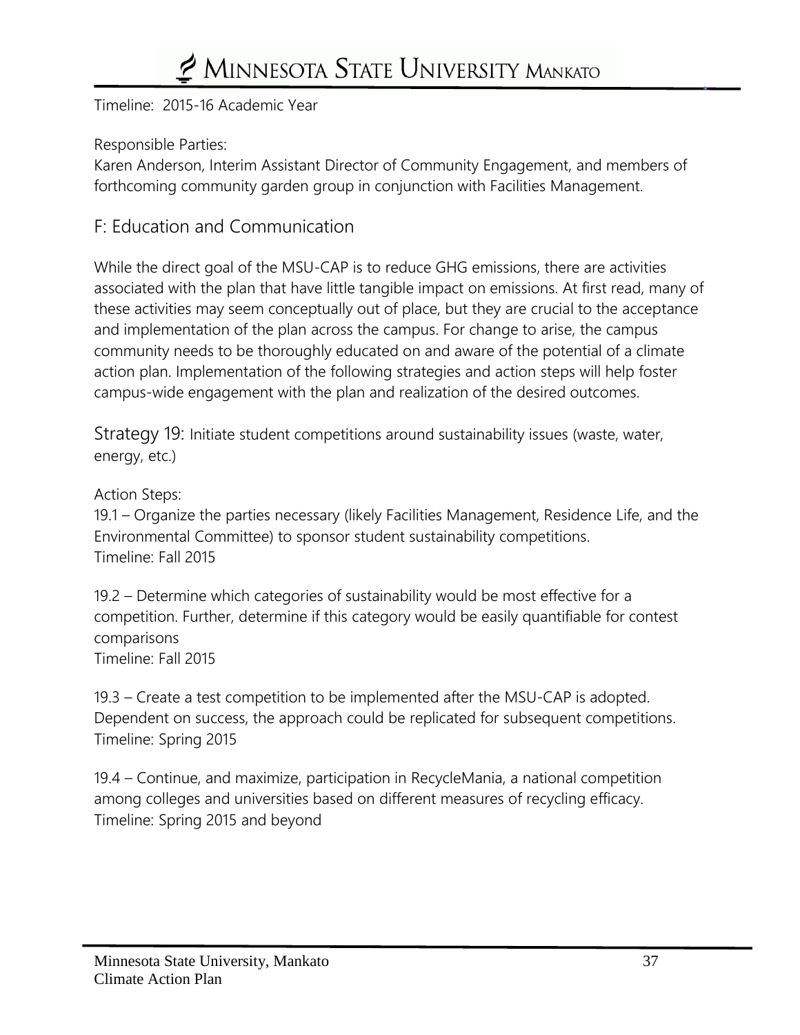Timeline: 2015-16 Academic Year

Responsible Parties:
Karen Anderson, Interim Assistant Director of Community Engagement, and members of forthcoming community garden group in conjunction with Facilities Management.

## F: Education and Communication

While the direct goal of the MSU-CAP is to reduce GHG emissions, there are activities associated with the plan that have little tangible impact on emissions. At first read, many of these activities may seem conceptually out of place, but they are crucial to the acceptance and implementation of the plan across the campus. For change to arise, the campus community needs to be thoroughly educated on and aware of the potential of a climate action plan. Implementation of the following strategies and action steps will help foster campus-wide engagement with the plan and realization of the desired outcomes.

### Strategy 19: Initiate student competitions around sustainability issues (waste, water, energy, etc.)

Action Steps:
19.1 – Organize the parties necessary (likely Facilities Management, Residence Life, and the Environmental Committee) to sponsor student sustainability competitions.
Timeline: Fall 2015

19.2 – Determine which categories of sustainability would be most effective for a competition. Further, determine if this category would be easily quantifiable for contest comparisons
Timeline: Fall 2015

19.3 – Create a test competition to be implemented after the MSU-CAP is adopted. Dependent on success, the approach could be replicated for subsequent competitions.
Timeline: Spring 2015

19.4 – Continue, and maximize, participation in RecycleMania, a national competition among colleges and universities based on different measures of recycling efficacy.
Timeline: Spring 2015 and beyond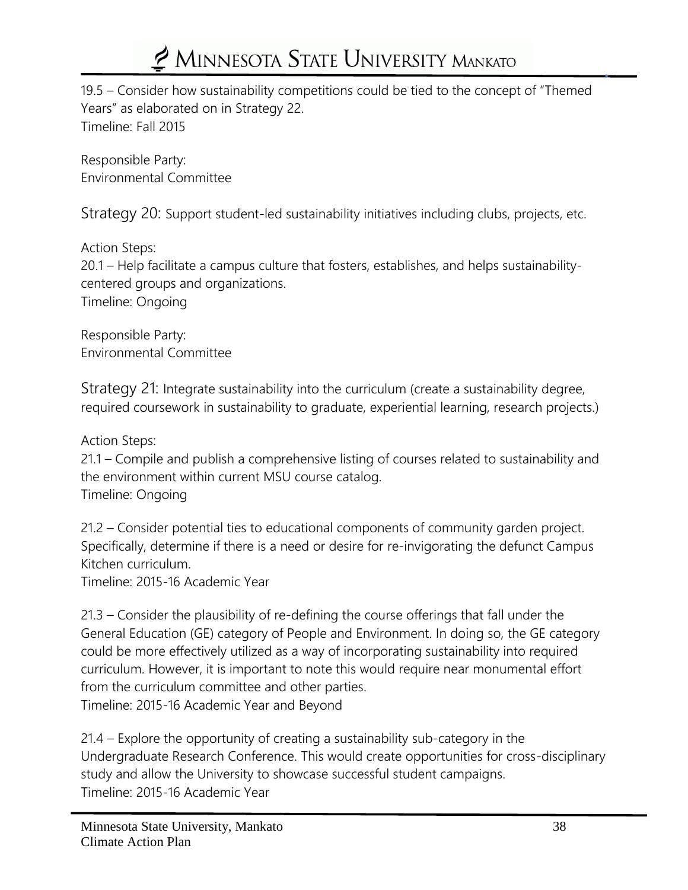19.5 – Consider how sustainability competitions could be tied to the concept of "Themed Years" as elaborated on in Strategy 22.
Timeline: Fall 2015

Responsible Party:
Environmental Committee

Strategy 20: Support student-led sustainability initiatives including clubs, projects, etc.

Action Steps:
20.1 – Help facilitate a campus culture that fosters, establishes, and helps sustainability-centered groups and organizations.
Timeline: Ongoing

Responsible Party:
Environmental Committee

Strategy 21: Integrate sustainability into the curriculum (create a sustainability degree, required coursework in sustainability to graduate, experiential learning, research projects.)

Action Steps:
21.1 – Compile and publish a comprehensive listing of courses related to sustainability and the environment within current MSU course catalog.
Timeline: Ongoing

21.2 – Consider potential ties to educational components of community garden project. Specifically, determine if there is a need or desire for re-invigorating the defunct Campus Kitchen curriculum.
Timeline: 2015-16 Academic Year

21.3 – Consider the plausibility of re-defining the course offerings that fall under the General Education (GE) category of People and Environment. In doing so, the GE category could be more effectively utilized as a way of incorporating sustainability into required curriculum. However, it is important to note this would require near monumental effort from the curriculum committee and other parties.
Timeline: 2015-16 Academic Year and Beyond

21.4 – Explore the opportunity of creating a sustainability sub-category in the Undergraduate Research Conference. This would create opportunities for cross-disciplinary study and allow the University to showcase successful student campaigns.
Timeline: 2015-16 Academic Year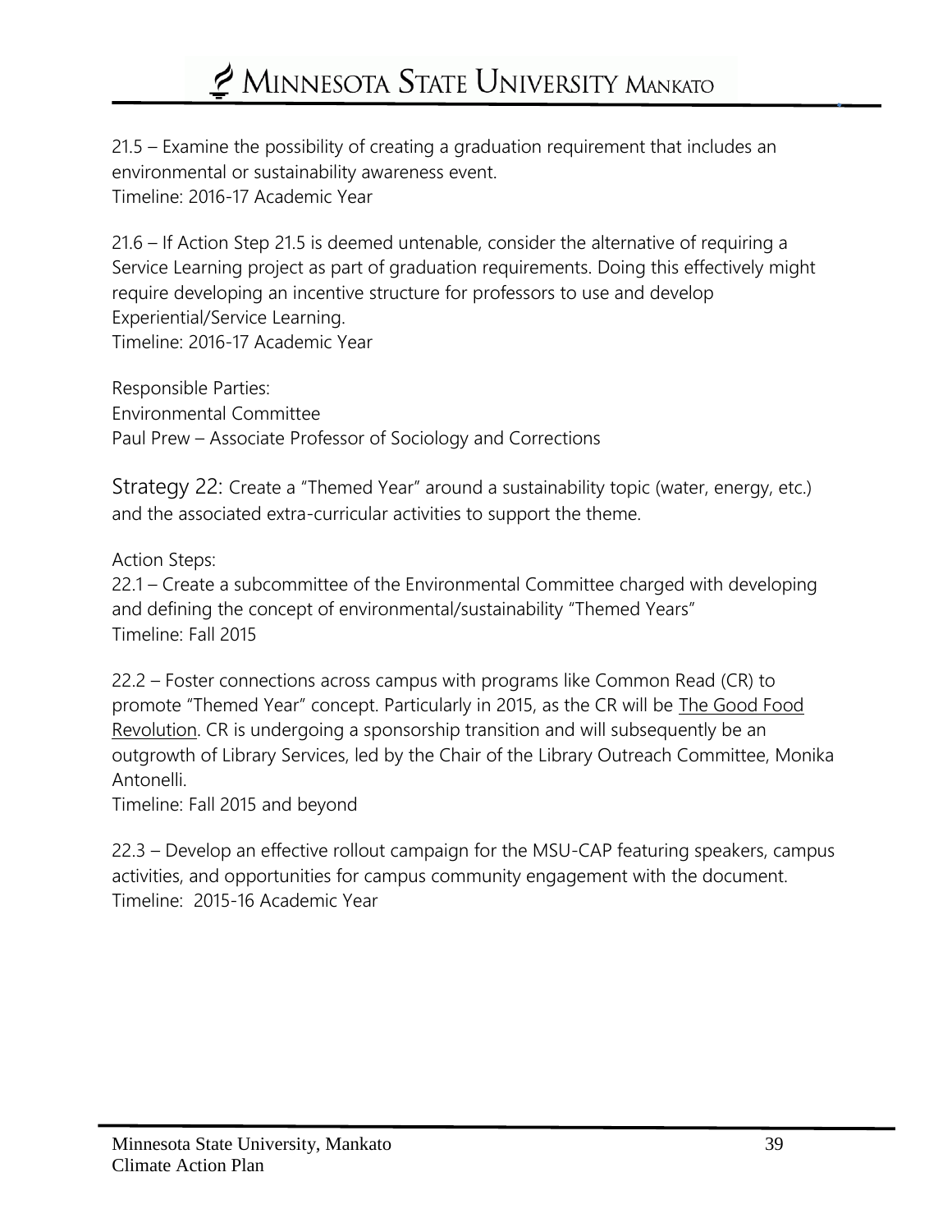21.5 – Examine the possibility of creating a graduation requirement that includes an environmental or sustainability awareness event.
Timeline: 2016-17 Academic Year

21.6 – If Action Step 21.5 is deemed untenable, consider the alternative of requiring a Service Learning project as part of graduation requirements. Doing this effectively might require developing an incentive structure for professors to use and develop Experiential/Service Learning.
Timeline: 2016-17 Academic Year

Responsible Parties:
Environmental Committee
Paul Prew – Associate Professor of Sociology and Corrections

Strategy 22: Create a "Themed Year" around a sustainability topic (water, energy, etc.) and the associated extra-curricular activities to support the theme.

Action Steps:
22.1 – Create a subcommittee of the Environmental Committee charged with developing and defining the concept of environmental/sustainability "Themed Years"
Timeline: Fall 2015

22.2 – Foster connections across campus with programs like Common Read (CR) to promote "Themed Year" concept. Particularly in 2015, as the CR will be The Good Food Revolution. CR is undergoing a sponsorship transition and will subsequently be an outgrowth of Library Services, led by the Chair of the Library Outreach Committee, Monika Antonelli.
Timeline: Fall 2015 and beyond

22.3 – Develop an effective rollout campaign for the MSU-CAP featuring speakers, campus activities, and opportunities for campus community engagement with the document.
Timeline: 2015-16 Academic Year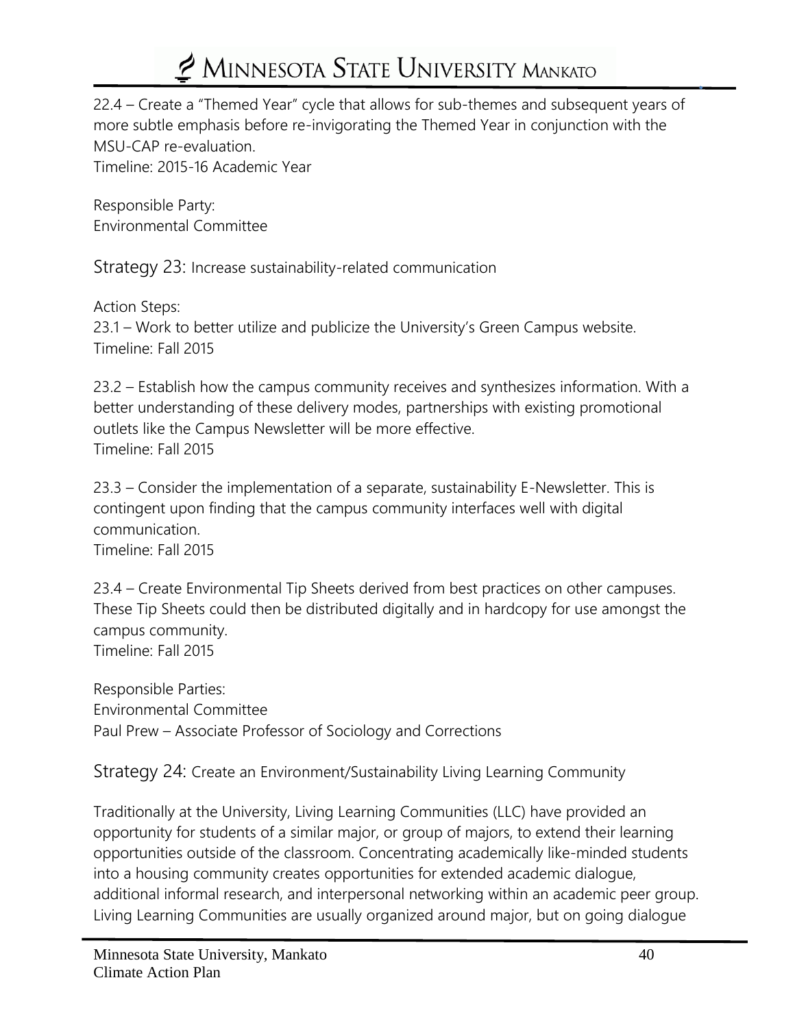22.4 – Create a "Themed Year" cycle that allows for sub-themes and subsequent years of more subtle emphasis before re-invigorating the Themed Year in conjunction with the MSU-CAP re-evaluation.
Timeline: 2015-16 Academic Year

Responsible Party:
Environmental Committee

## Strategy 23: Increase sustainability-related communication

Action Steps:
23.1 – Work to better utilize and publicize the University's Green Campus website.
Timeline: Fall 2015

23.2 – Establish how the campus community receives and synthesizes information. With a better understanding of these delivery modes, partnerships with existing promotional outlets like the Campus Newsletter will be more effective.
Timeline: Fall 2015

23.3 – Consider the implementation of a separate, sustainability E-Newsletter. This is contingent upon finding that the campus community interfaces well with digital communication.
Timeline: Fall 2015

23.4 – Create Environmental Tip Sheets derived from best practices on other campuses. These Tip Sheets could then be distributed digitally and in hardcopy for use amongst the campus community.
Timeline: Fall 2015

Responsible Parties:
Environmental Committee
Paul Prew – Associate Professor of Sociology and Corrections

## Strategy 24: Create an Environment/Sustainability Living Learning Community

Traditionally at the University, Living Learning Communities (LLC) have provided an opportunity for students of a similar major, or group of majors, to extend their learning opportunities outside of the classroom. Concentrating academically like-minded students into a housing community creates opportunities for extended academic dialogue, additional informal research, and interpersonal networking within an academic peer group. Living Learning Communities are usually organized around major, but on going dialogue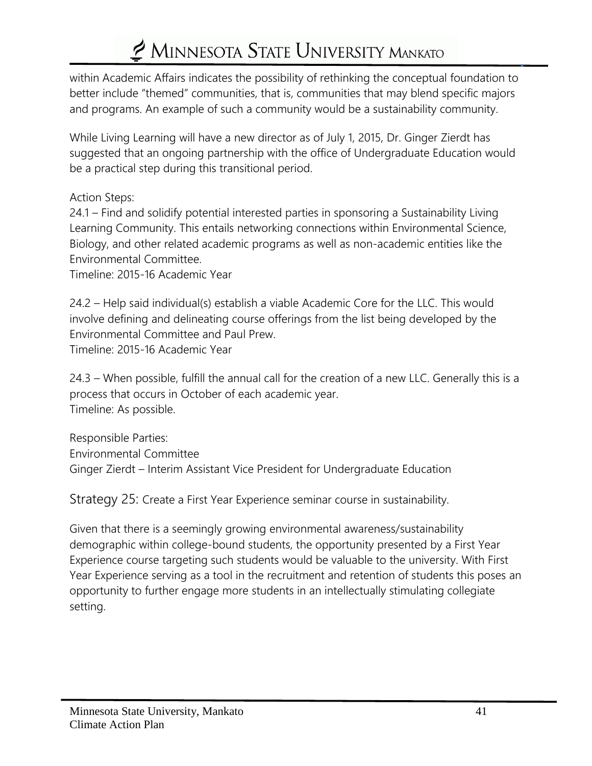within Academic Affairs indicates the possibility of rethinking the conceptual foundation to better include "themed" communities, that is, communities that may blend specific majors and programs. An example of such a community would be a sustainability community.

While Living Learning will have a new director as of July 1, 2015, Dr. Ginger Zierdt has suggested that an ongoing partnership with the office of Undergraduate Education would be a practical step during this transitional period.

Action Steps:
24.1 – Find and solidify potential interested parties in sponsoring a Sustainability Living Learning Community. This entails networking connections within Environmental Science, Biology, and other related academic programs as well as non-academic entities like the Environmental Committee.
Timeline: 2015-16 Academic Year

24.2 – Help said individual(s) establish a viable Academic Core for the LLC. This would involve defining and delineating course offerings from the list being developed by the Environmental Committee and Paul Prew.
Timeline: 2015-16 Academic Year

24.3 – When possible, fulfill the annual call for the creation of a new LLC. Generally this is a process that occurs in October of each academic year.
Timeline: As possible.

Responsible Parties:
Environmental Committee
Ginger Zierdt – Interim Assistant Vice President for Undergraduate Education

## Strategy 25: Create a First Year Experience seminar course in sustainability.

Given that there is a seemingly growing environmental awareness/sustainability demographic within college-bound students, the opportunity presented by a First Year Experience course targeting such students would be valuable to the university. With First Year Experience serving as a tool in the recruitment and retention of students this poses an opportunity to further engage more students in an intellectually stimulating collegiate setting.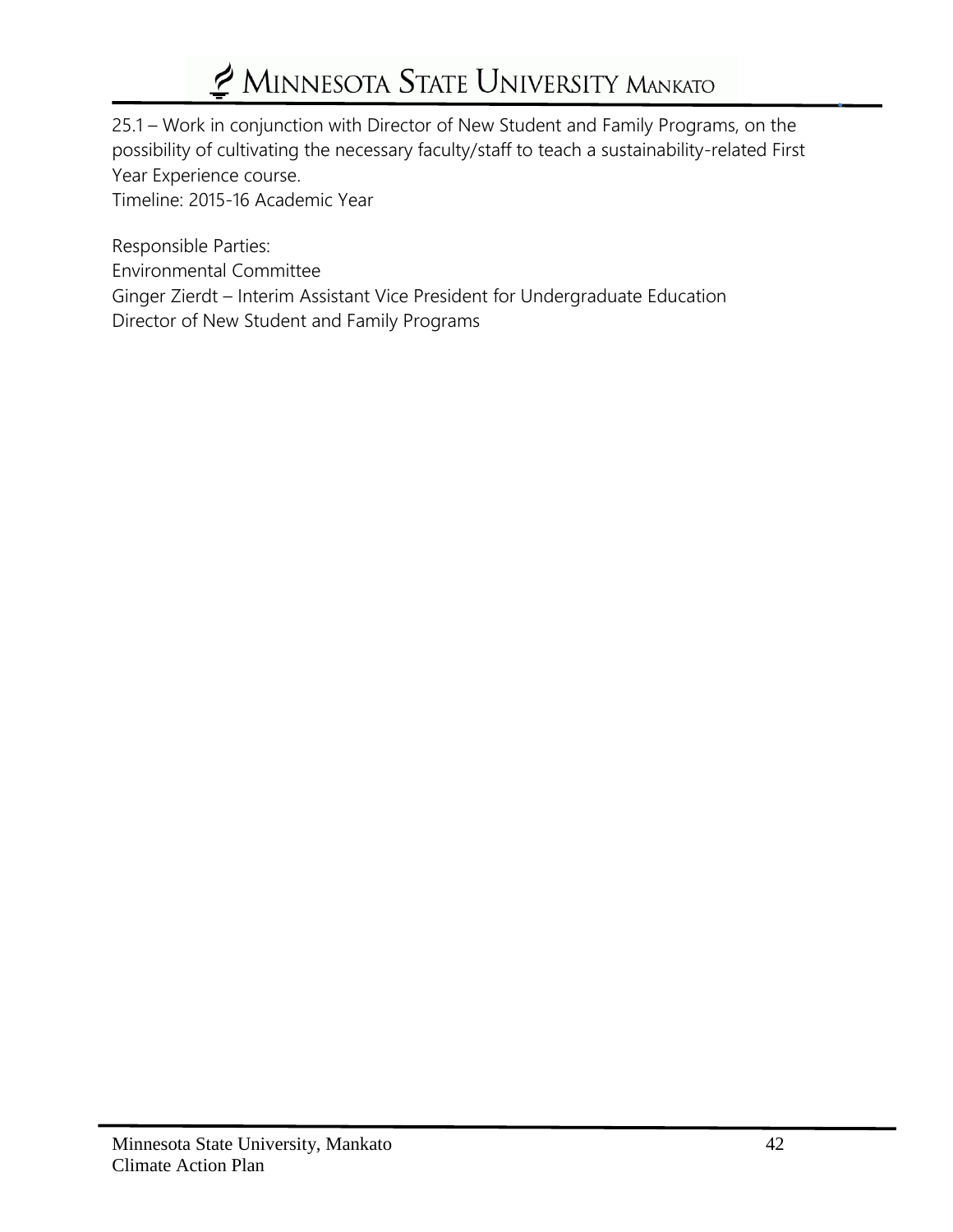25.1 – Work in conjunction with Director of New Student and Family Programs, on the possibility of cultivating the necessary faculty/staff to teach a sustainability-related First Year Experience course.
Timeline: 2015-16 Academic Year

Responsible Parties:
Environmental Committee
Ginger Zierdt – Interim Assistant Vice President for Undergraduate Education
Director of New Student and Family Programs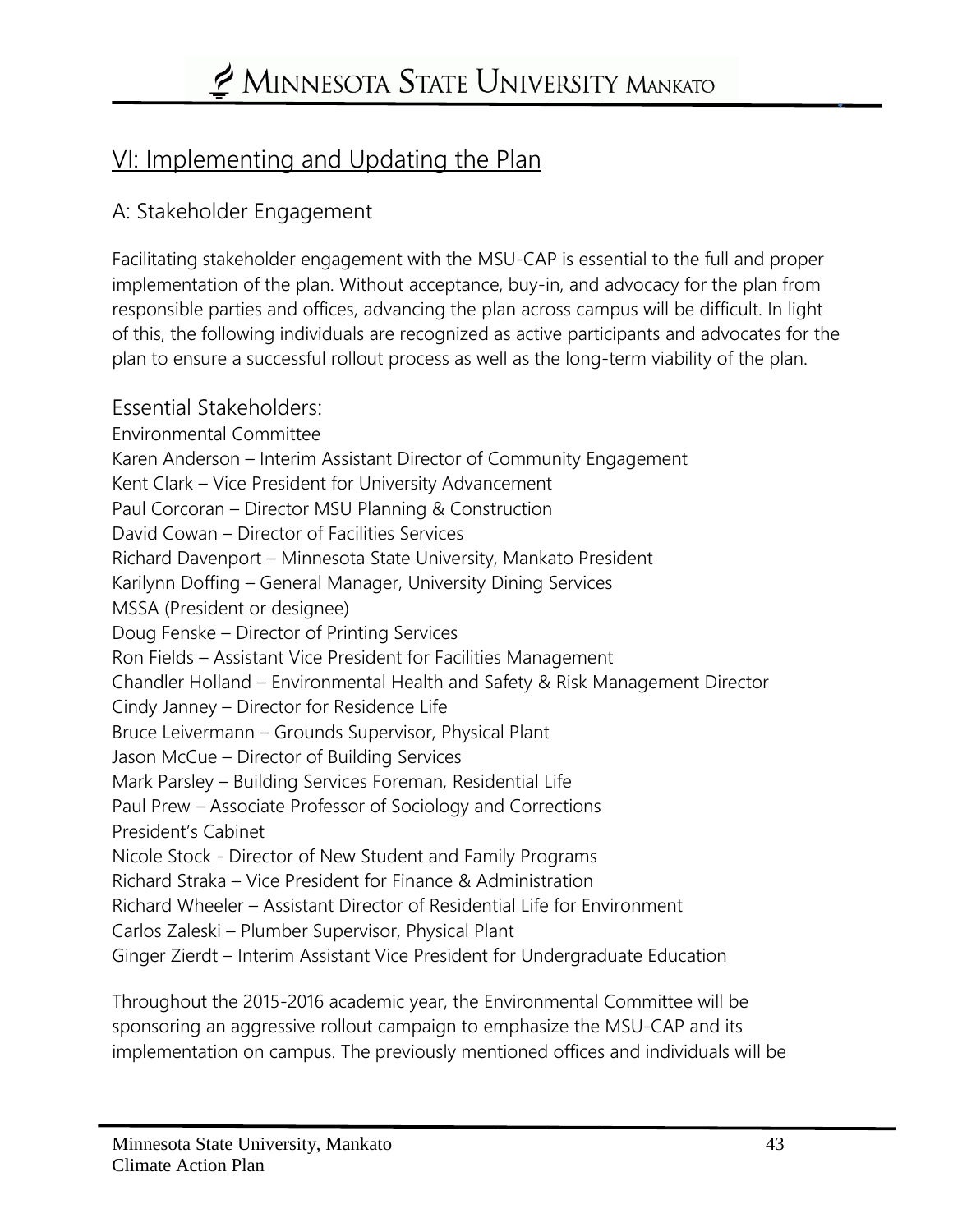## VI: Implementing and Updating the Plan

### A: Stakeholder Engagement

Facilitating stakeholder engagement with the MSU-CAP is essential to the full and proper implementation of the plan. Without acceptance, buy-in, and advocacy for the plan from responsible parties and offices, advancing the plan across campus will be difficult. In light of this, the following individuals are recognized as active participants and advocates for the plan to ensure a successful rollout process as well as the long-term viability of the plan.

#### Essential Stakeholders:

Environmental Committee  
Karen Anderson – Interim Assistant Director of Community Engagement  
Kent Clark – Vice President for University Advancement  
Paul Corcoran – Director MSU Planning & Construction  
David Cowan – Director of Facilities Services  
Richard Davenport – Minnesota State University, Mankato President  
Karilynn Doffing – General Manager, University Dining Services  
MSSA (President or designee)  
Doug Fenske – Director of Printing Services  
Ron Fields – Assistant Vice President for Facilities Management  
Chandler Holland – Environmental Health and Safety & Risk Management Director  
Cindy Janney – Director for Residence Life  
Bruce Leivermann – Grounds Supervisor, Physical Plant  
Jason McCue – Director of Building Services  
Mark Parsley – Building Services Foreman, Residential Life  
Paul Prew – Associate Professor of Sociology and Corrections  
President's Cabinet  
Nicole Stock - Director of New Student and Family Programs  
Richard Straka – Vice President for Finance & Administration  
Richard Wheeler – Assistant Director of Residential Life for Environment  
Carlos Zaleski – Plumber Supervisor, Physical Plant  
Ginger Zierdt – Interim Assistant Vice President for Undergraduate Education

Throughout the 2015-2016 academic year, the Environmental Committee will be sponsoring an aggressive rollout campaign to emphasize the MSU-CAP and its implementation on campus. The previously mentioned offices and individuals will be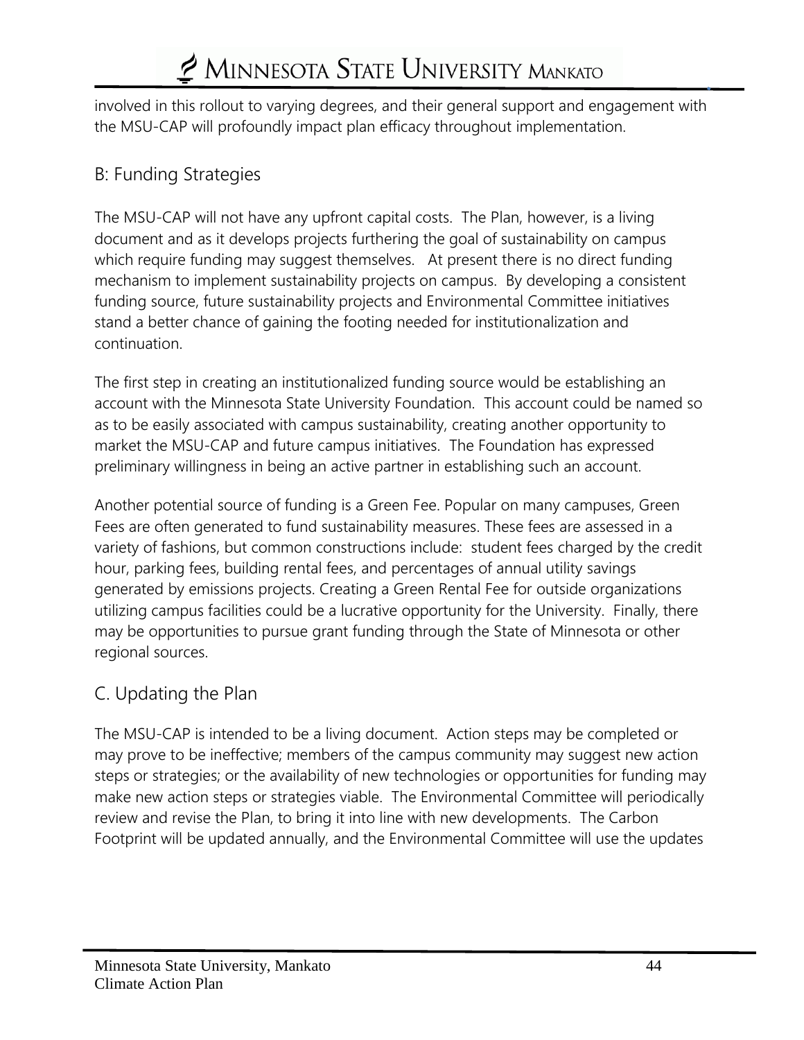involved in this rollout to varying degrees, and their general support and engagement with the MSU-CAP will profoundly impact plan efficacy throughout implementation.

## B: Funding Strategies

The MSU-CAP will not have any upfront capital costs. The Plan, however, is a living document and as it develops projects furthering the goal of sustainability on campus which require funding may suggest themselves. At present there is no direct funding mechanism to implement sustainability projects on campus. By developing a consistent funding source, future sustainability projects and Environmental Committee initiatives stand a better chance of gaining the footing needed for institutionalization and continuation.

The first step in creating an institutionalized funding source would be establishing an account with the Minnesota State University Foundation. This account could be named so as to be easily associated with campus sustainability, creating another opportunity to market the MSU-CAP and future campus initiatives. The Foundation has expressed preliminary willingness in being an active partner in establishing such an account.

Another potential source of funding is a Green Fee. Popular on many campuses, Green Fees are often generated to fund sustainability measures. These fees are assessed in a variety of fashions, but common constructions include: student fees charged by the credit hour, parking fees, building rental fees, and percentages of annual utility savings generated by emissions projects. Creating a Green Rental Fee for outside organizations utilizing campus facilities could be a lucrative opportunity for the University. Finally, there may be opportunities to pursue grant funding through the State of Minnesota or other regional sources.

## C. Updating the Plan

The MSU-CAP is intended to be a living document. Action steps may be completed or may prove to be ineffective; members of the campus community may suggest new action steps or strategies; or the availability of new technologies or opportunities for funding may make new action steps or strategies viable. The Environmental Committee will periodically review and revise the Plan, to bring it into line with new developments. The Carbon Footprint will be updated annually, and the Environmental Committee will use the updates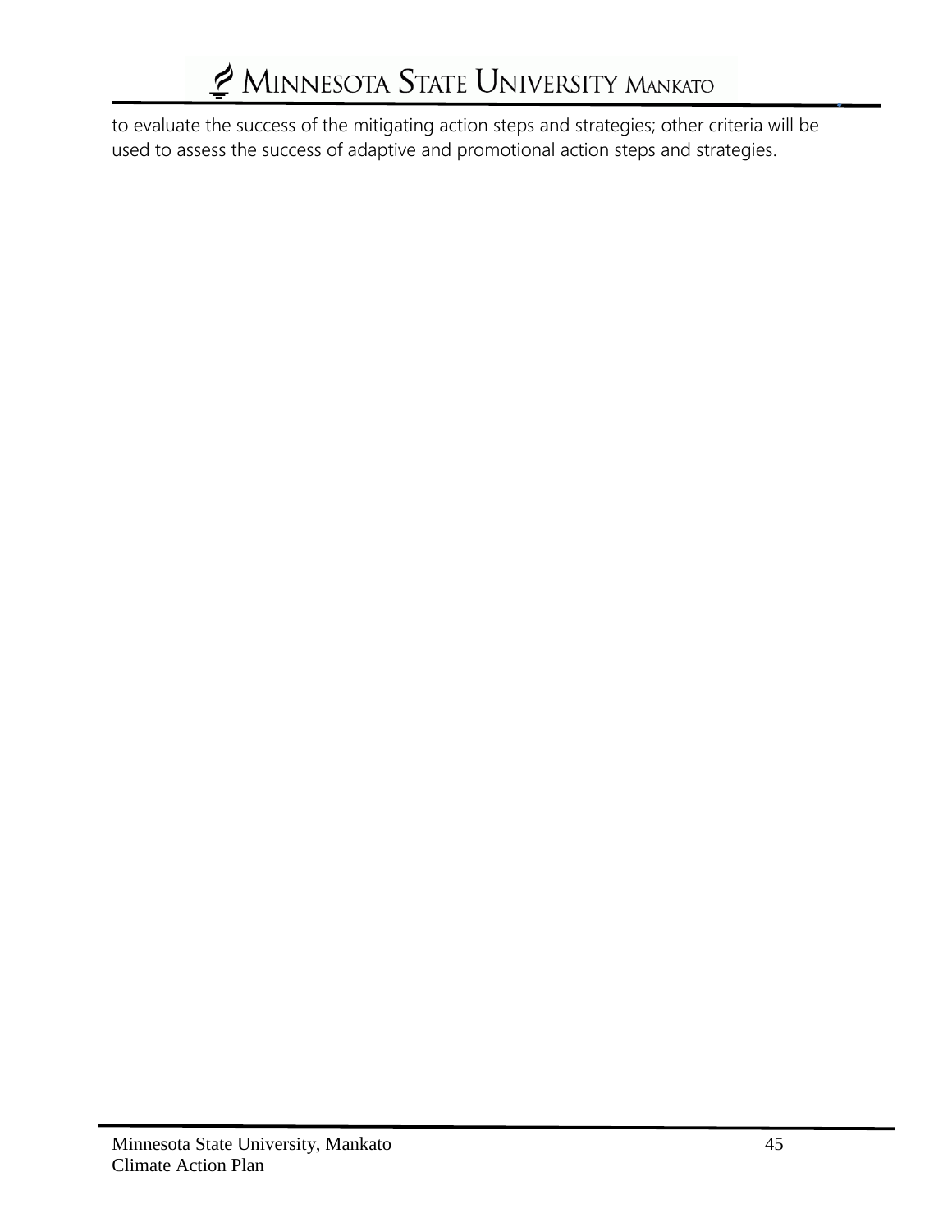to evaluate the success of the mitigating action steps and strategies; other criteria will be used to assess the success of adaptive and promotional action steps and strategies.